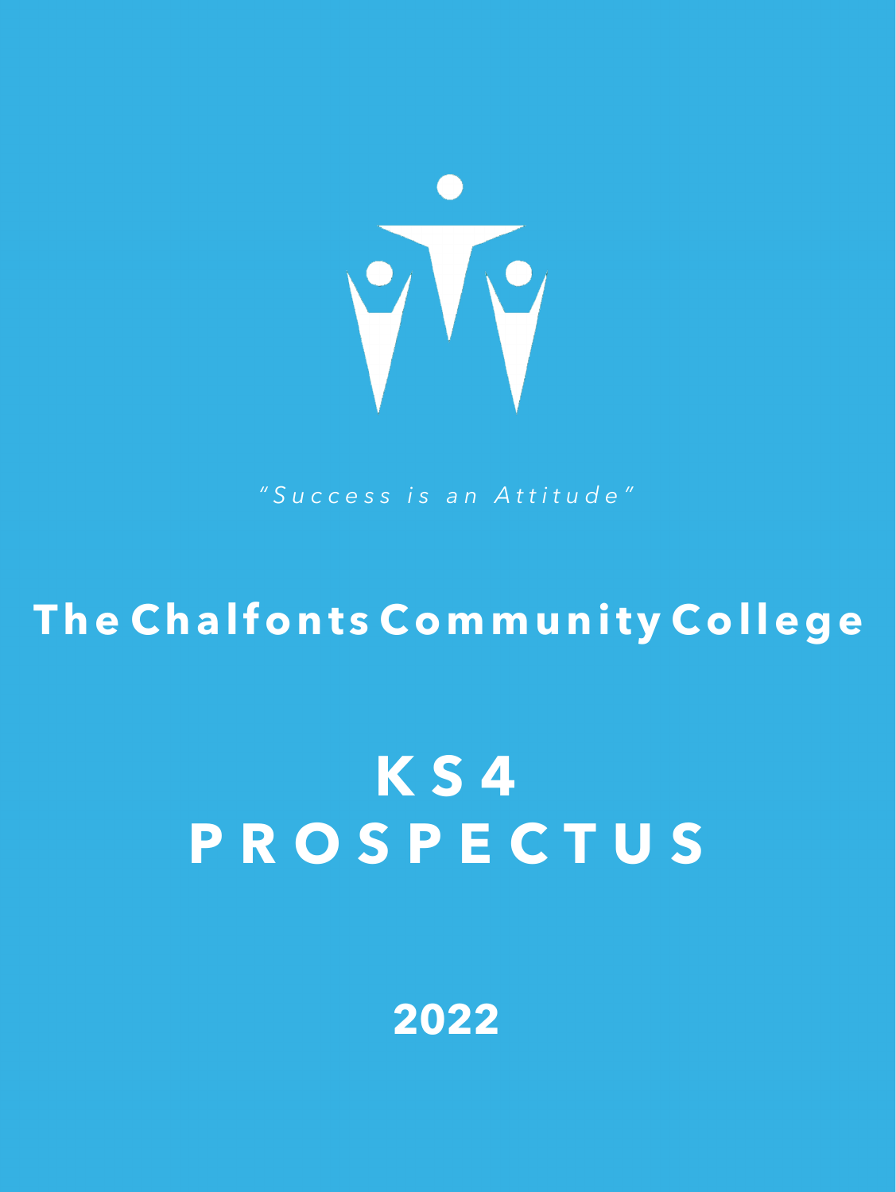*"Success is an Attitude"*

# The Chalfonts Community College

# KS4 PROSPECTUS

## 2022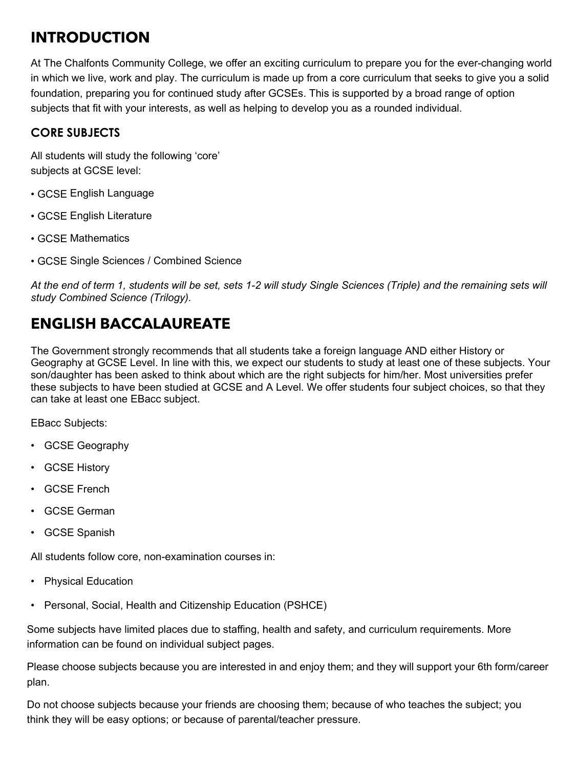# INTRODUCTION

At The Chalfonts Community College, we offer an exciting curriculum to prepare you for the ever-changing world in which we live, work and play. The curriculum is made up from a core curriculum that seeks to give you a solid foundation, preparing you for continued study after GCSEs. This is supported by a broad range of option subjects that fit with your interests, as well as helping to develop you as a rounded individual.

## CORE SUBJECTS

All students will study the following 'core' subjects at GCSE level:

- GCSE English Language
- GCSE English Literature
- GCSE Mathematics
- GCSE Single Sciences / Combined Science

*At the end of term 1, students will be set, sets 1-2 will study Single Sciences (Triple) and the remaining sets will study Combined Science (Trilogy).*

# ENGLISH BACCALAUREATE

The Government strongly recommends that all students take a foreign language AND either History or Geography at GCSE Level. In line with this, we expect our students to study at least one of these subjects. Your son/daughter has been asked to think about which are the right subjects for him/her. Most universities prefer these subjects to have been studied at GCSE and A Level. We offer students four subject choices, so that they can take at least one EBacc subject.

EBacc Subjects:

- GCSE Geography
- GCSE History
- GCSE French
- GCSE German
- GCSE Spanish

All students follow core, non-examination courses in:

- Physical Education
- Personal, Social, Health and Citizenship Education (PSHCE)

Some subjects have limited places due to staffing, health and safety, and curriculum requirements. More information can be found on individual subject pages.

Please choose subjects because you are interested in and enjoy them; and they will support your 6th form/career plan.

Do not choose subjects because your friends are choosing them; because of who teaches the subject; you think they will be easy options; or because of parental/teacher pressure.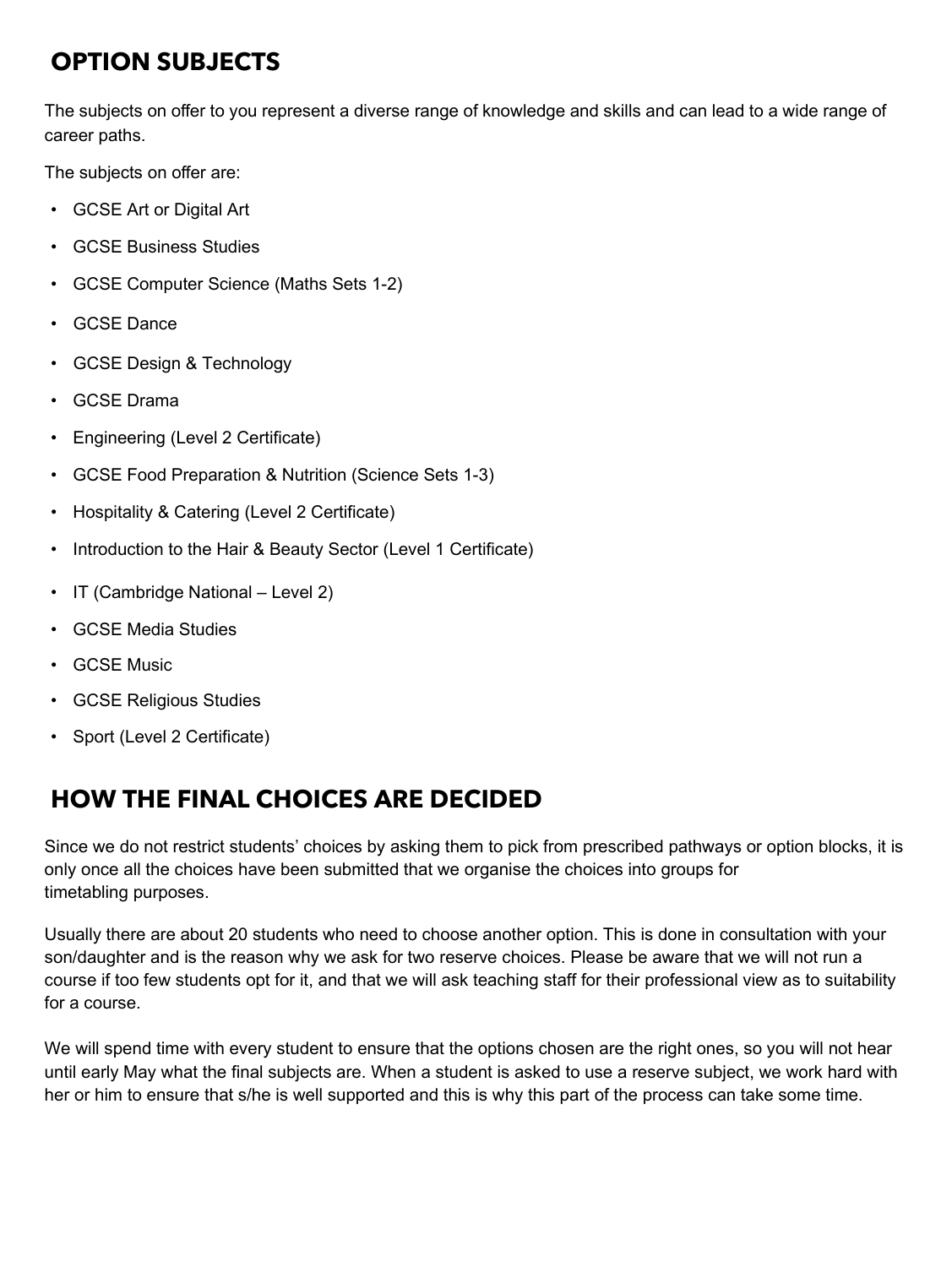## OPTION SUBJECTS

The subjects on offer to you represent a diverse range of knowledge and skills and can lead to a wide range of career paths.

The subjects on offer are:

- GCSE Art or Digital Art
- GCSE Business Studies
- GCSE Computer Science (Maths Sets 1-2)
- GCSE Dance
- GCSE Design & Technology
- GCSE Drama
- Engineering (Level 2 Certificate)
- GCSE Food Preparation & Nutrition (Science Sets 1-3)
- Hospitality & Catering (Level 2 Certificate)
- Introduction to the Hair & Beauty Sector (Level 1 Certificate)
- IT (Cambridge National – Level 2)
- GCSE Media Studies
- GCSE Music
- GCSE Religious Studies
- Sport (Level 2 Certificate)

## HOW THE FINAL CHOICES ARE DECIDED

Since we do not restrict students' choices by asking them to pick from prescribed pathways or option blocks, it is only once all the choices have been submitted that we organise the choices into groups for timetabling purposes.

Usually there are about 20 students who need to choose another option. This is done in consultation with your son/daughter and is the reason why we ask for two reserve choices. Please be aware that we will not run a course if too few students opt for it, and that we will ask teaching staff for their professional view as to suitability for a course.

We will spend time with every student to ensure that the options chosen are the right ones, so you will not hear until early May what the final subjects are. When a student is asked to use a reserve subject, we work hard with her or him to ensure that s/he is well supported and this is why this part of the process can take some time.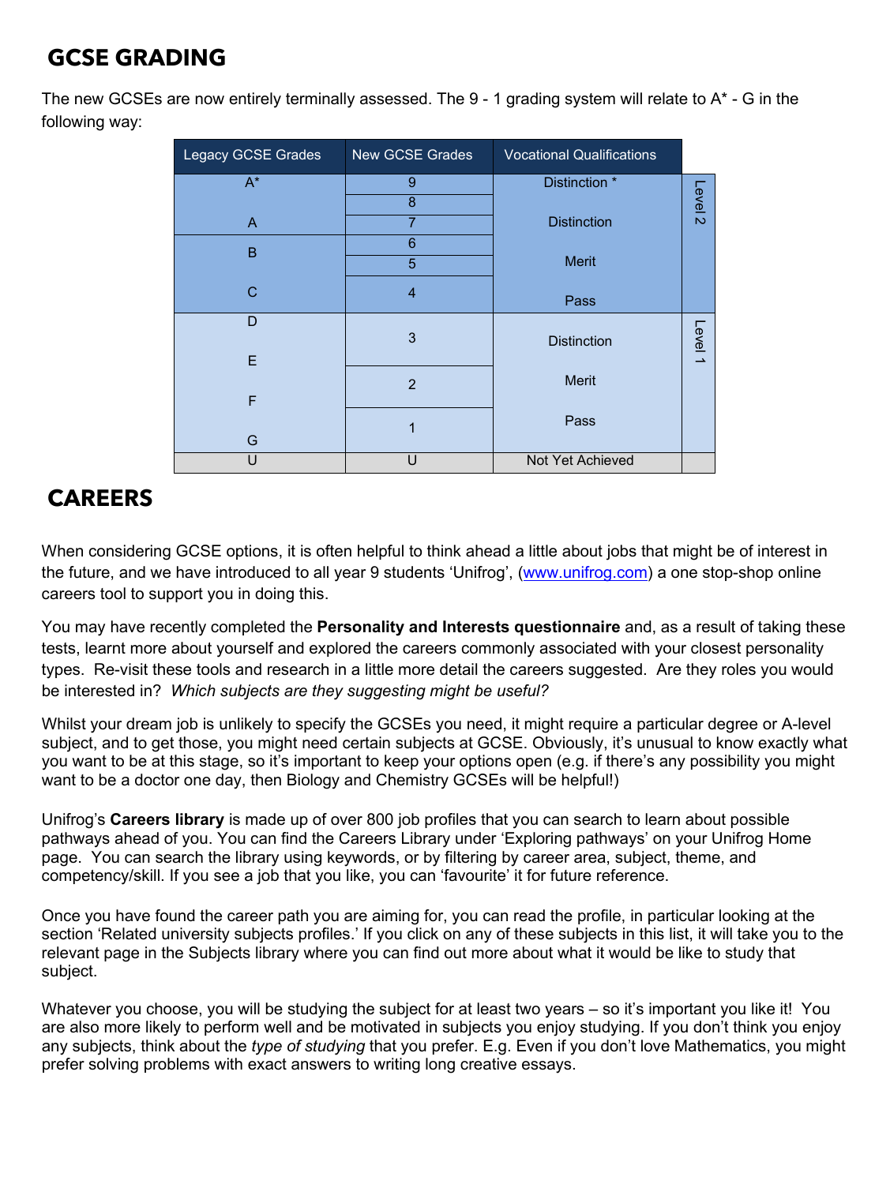## GCSE GRADING

The new GCSEs are now entirely terminally assessed. The 9 - 1 grading system will relate to A* - G in the following way:

| Legacy GCSE Grades | New GCSE Grades | Vocational Qualifications | |
|---|---|---|---|
| A* | 9 | Distinction * | Level 2 |
| | 8 | | |
| A | 7 | Distinction | |
| B | 6 | Merit | |
| | 5 | | |
| C | 4 | Pass | |
| D | 3 | Distinction | Level 1 |
| E | | | |
| F | 2 | Merit | |
| G | 1 | Pass | |
| U | U | Not Yet Achieved | |

## CAREERS

When considering GCSE options, it is often helpful to think ahead a little about jobs that might be of interest in the future, and we have introduced to all year 9 students 'Unifrog', ([www.unifrog.com](http://www.unifrog.com)) a one stop-shop online careers tool to support you in doing this.

You may have recently completed the **Personality and Interests questionnaire** and, as a result of taking these tests, learnt more about yourself and explored the careers commonly associated with your closest personality types. Re-visit these tools and research in a little more detail the careers suggested. Are they roles you would be interested in? *Which subjects are they suggesting might be useful?*

Whilst your dream job is unlikely to specify the GCSEs you need, it might require a particular degree or A-level subject, and to get those, you might need certain subjects at GCSE. Obviously, it's unusual to know exactly what you want to be at this stage, so it's important to keep your options open (e.g. if there's any possibility you might want to be a doctor one day, then Biology and Chemistry GCSEs will be helpful!)

Unifrog's **Careers library** is made up of over 800 job profiles that you can search to learn about possible pathways ahead of you. You can find the Careers Library under 'Exploring pathways' on your Unifrog Home page. You can search the library using keywords, or by filtering by career area, subject, theme, and competency/skill. If you see a job that you like, you can 'favourite' it for future reference.

Once you have found the career path you are aiming for, you can read the profile, in particular looking at the section 'Related university subjects profiles.' If you click on any of these subjects in this list, it will take you to the relevant page in the Subjects library where you can find out more about what it would be like to study that subject.

Whatever you choose, you will be studying the subject for at least two years – so it's important you like it! You are also more likely to perform well and be motivated in subjects you enjoy studying. If you don't think you enjoy any subjects, think about the *type of studying* that you prefer. E.g. Even if you don't love Mathematics, you might prefer solving problems with exact answers to writing long creative essays.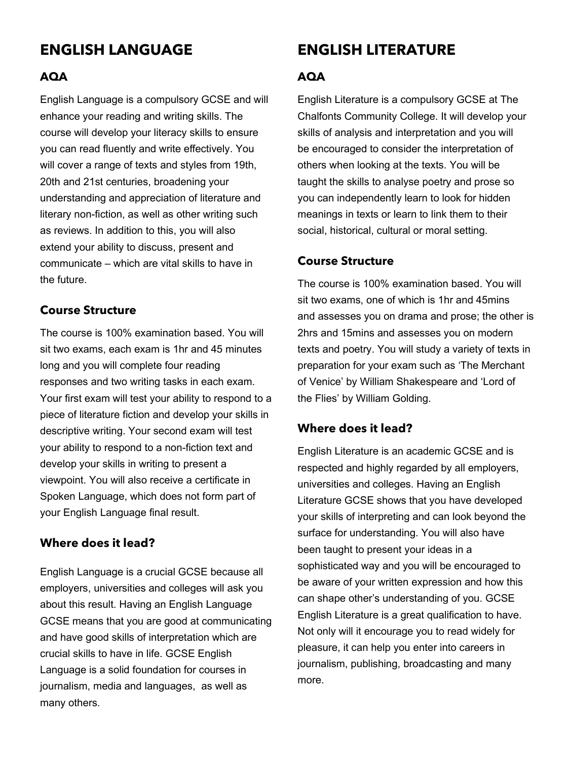# ENGLISH LANGUAGE

## AQA

English Language is a compulsory GCSE and will enhance your reading and writing skills. The course will develop your literacy skills to ensure you can read fluently and write effectively. You will cover a range of texts and styles from 19th, 20th and 21st centuries, broadening your understanding and appreciation of literature and literary non-fiction, as well as other writing such as reviews. In addition to this, you will also extend your ability to discuss, present and communicate – which are vital skills to have in the future.

### Course Structure

The course is 100% examination based. You will sit two exams, each exam is 1hr and 45 minutes long and you will complete four reading responses and two writing tasks in each exam. Your first exam will test your ability to respond to a piece of literature fiction and develop your skills in descriptive writing. Your second exam will test your ability to respond to a non-fiction text and develop your skills in writing to present a viewpoint. You will also receive a certificate in Spoken Language, which does not form part of your English Language final result.

### Where does it lead?

English Language is a crucial GCSE because all employers, universities and colleges will ask you about this result. Having an English Language GCSE means that you are good at communicating and have good skills of interpretation which are crucial skills to have in life. GCSE English Language is a solid foundation for courses in journalism, media and languages, as well as many others.

# ENGLISH LITERATURE

## AQA

English Literature is a compulsory GCSE at The Chalfonts Community College. It will develop your skills of analysis and interpretation and you will be encouraged to consider the interpretation of others when looking at the texts. You will be taught the skills to analyse poetry and prose so you can independently learn to look for hidden meanings in texts or learn to link them to their social, historical, cultural or moral setting.

### Course Structure

The course is 100% examination based. You will sit two exams, one of which is 1hr and 45mins and assesses you on drama and prose; the other is 2hrs and 15mins and assesses you on modern texts and poetry. You will study a variety of texts in preparation for your exam such as 'The Merchant of Venice' by William Shakespeare and 'Lord of the Flies' by William Golding.

### Where does it lead?

English Literature is an academic GCSE and is respected and highly regarded by all employers, universities and colleges. Having an English Literature GCSE shows that you have developed your skills of interpreting and can look beyond the surface for understanding. You will also have been taught to present your ideas in a sophisticated way and you will be encouraged to be aware of your written expression and how this can shape other's understanding of you. GCSE English Literature is a great qualification to have. Not only will it encourage you to read widely for pleasure, it can help you enter into careers in journalism, publishing, broadcasting and many more.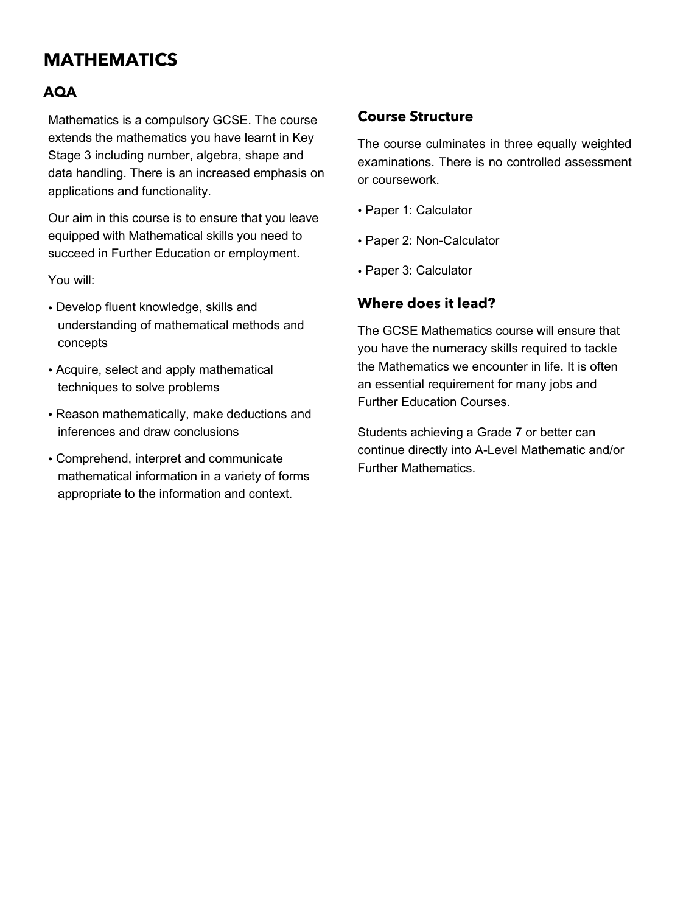# MATHEMATICS

## AQA

Mathematics is a compulsory GCSE. The course extends the mathematics you have learnt in Key Stage 3 including number, algebra, shape and data handling. There is an increased emphasis on applications and functionality.

Our aim in this course is to ensure that you leave equipped with Mathematical skills you need to succeed in Further Education or employment.

You will:

- Develop fluent knowledge, skills and understanding of mathematical methods and concepts
- Acquire, select and apply mathematical techniques to solve problems
- Reason mathematically, make deductions and inferences and draw conclusions
- Comprehend, interpret and communicate mathematical information in a variety of forms appropriate to the information and context.

### Course Structure

The course culminates in three equally weighted examinations. There is no controlled assessment or coursework.

- Paper 1: Calculator
- Paper 2: Non-Calculator
- Paper 3: Calculator

### Where does it lead?

The GCSE Mathematics course will ensure that you have the numeracy skills required to tackle the Mathematics we encounter in life. It is often an essential requirement for many jobs and Further Education Courses.

Students achieving a Grade 7 or better can continue directly into A-Level Mathematic and/or Further Mathematics.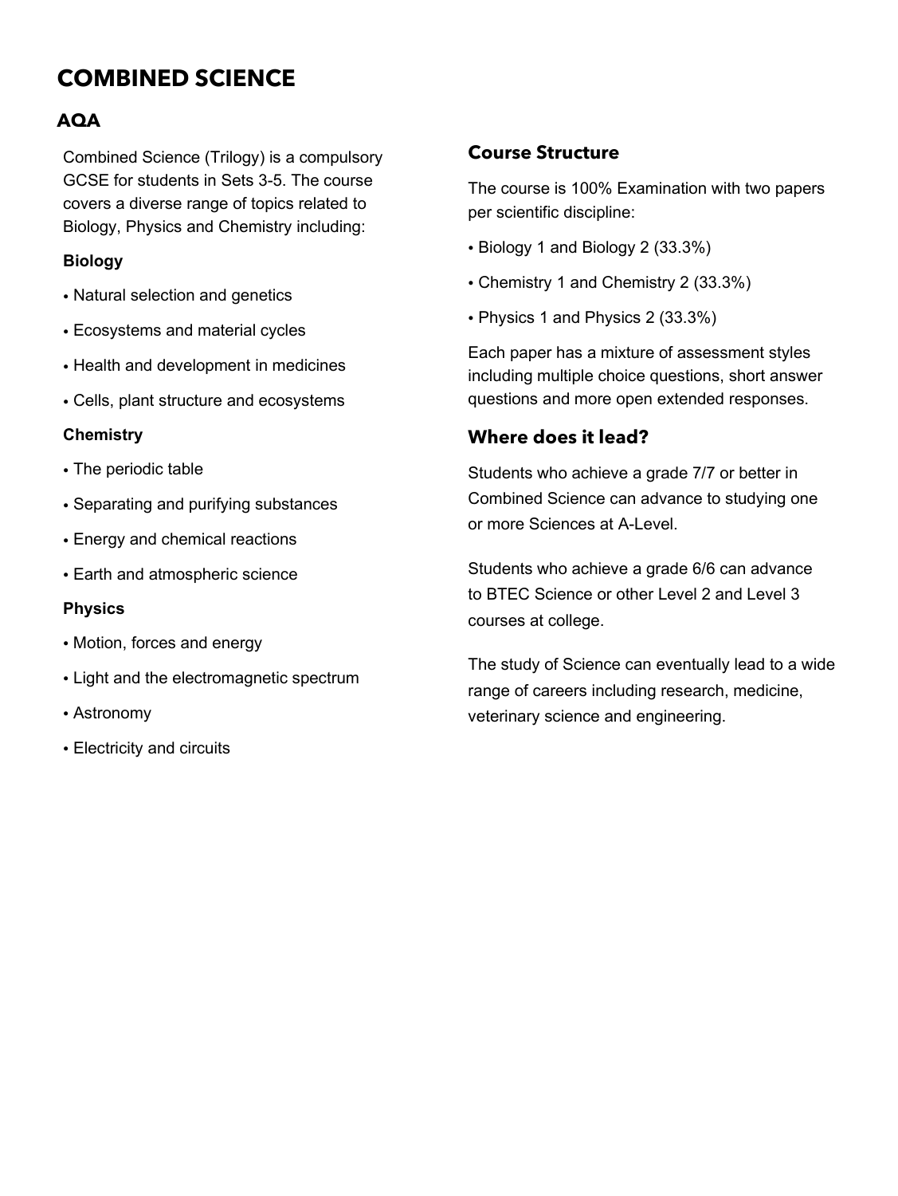# COMBINED SCIENCE

## AQA

Combined Science (Trilogy) is a compulsory GCSE for students in Sets 3-5. The course covers a diverse range of topics related to Biology, Physics and Chemistry including:

**Biology**

- Natural selection and genetics
- Ecosystems and material cycles
- Health and development in medicines
- Cells, plant structure and ecosystems

**Chemistry**

- The periodic table
- Separating and purifying substances
- Energy and chemical reactions
- Earth and atmospheric science

**Physics**

- Motion, forces and energy
- Light and the electromagnetic spectrum
- Astronomy
- Electricity and circuits

### Course Structure

The course is 100% Examination with two papers per scientific discipline:

- Biology 1 and Biology 2 (33.3%)
- Chemistry 1 and Chemistry 2 (33.3%)
- Physics 1 and Physics 2 (33.3%)

Each paper has a mixture of assessment styles including multiple choice questions, short answer questions and more open extended responses.

### Where does it lead?

Students who achieve a grade 7/7 or better in Combined Science can advance to studying one or more Sciences at A-Level.

Students who achieve a grade 6/6 can advance to BTEC Science or other Level 2 and Level 3 courses at college.

The study of Science can eventually lead to a wide range of careers including research, medicine, veterinary science and engineering.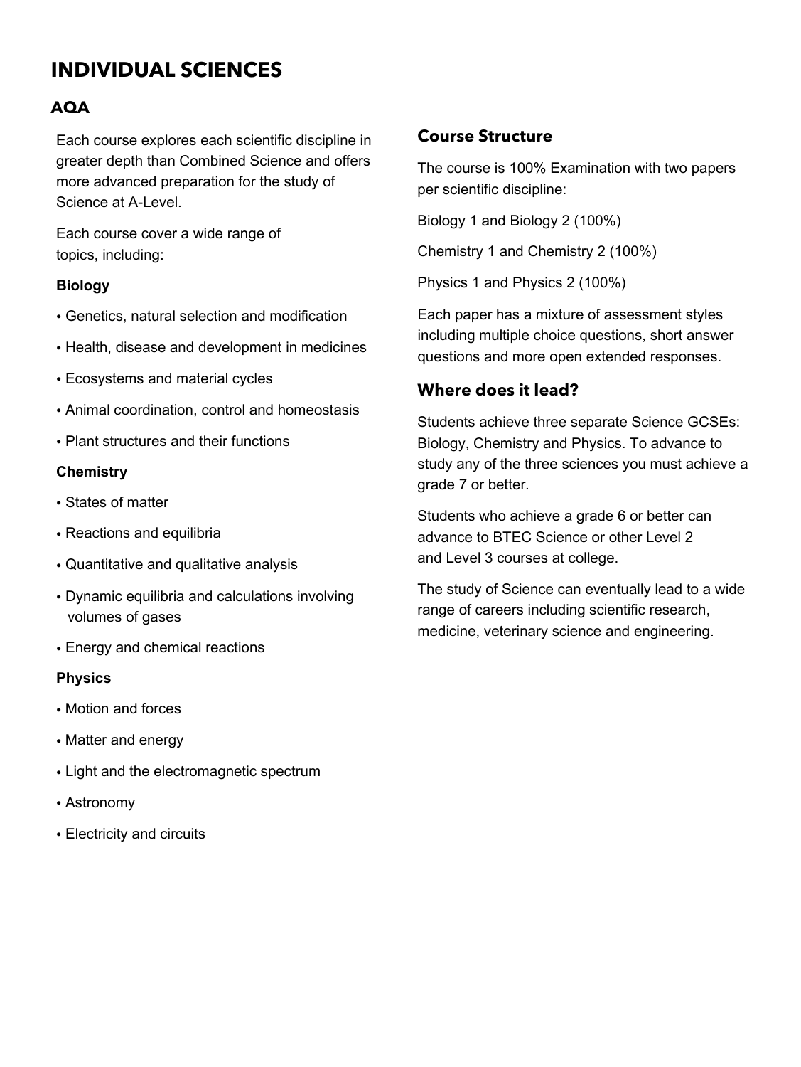# INDIVIDUAL SCIENCES

## AQA

Each course explores each scientific discipline in greater depth than Combined Science and offers more advanced preparation for the study of Science at A-Level.

Each course cover a wide range of topics, including:

**Biology**

- Genetics, natural selection and modification
- Health, disease and development in medicines
- Ecosystems and material cycles
- Animal coordination, control and homeostasis
- Plant structures and their functions

**Chemistry**

- States of matter
- Reactions and equilibria
- Quantitative and qualitative analysis
- Dynamic equilibria and calculations involving volumes of gases
- Energy and chemical reactions

**Physics**

- Motion and forces
- Matter and energy
- Light and the electromagnetic spectrum
- Astronomy
- Electricity and circuits

### Course Structure

The course is 100% Examination with two papers per scientific discipline:

Biology 1 and Biology 2 (100%)

Chemistry 1 and Chemistry 2 (100%)

Physics 1 and Physics 2 (100%)

Each paper has a mixture of assessment styles including multiple choice questions, short answer questions and more open extended responses.

### Where does it lead?

Students achieve three separate Science GCSEs: Biology, Chemistry and Physics. To advance to study any of the three sciences you must achieve a grade 7 or better.

Students who achieve a grade 6 or better can advance to BTEC Science or other Level 2 and Level 3 courses at college.

The study of Science can eventually lead to a wide range of careers including scientific research, medicine, veterinary science and engineering.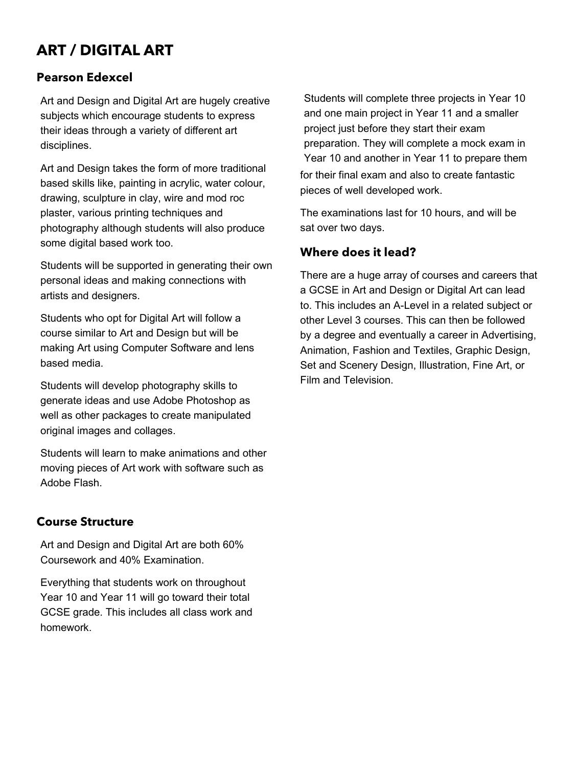# ART / DIGITAL ART

## Pearson Edexcel

Art and Design and Digital Art are hugely creative subjects which encourage students to express their ideas through a variety of different art disciplines.

Art and Design takes the form of more traditional based skills like, painting in acrylic, water colour, drawing, sculpture in clay, wire and mod roc plaster, various printing techniques and photography although students will also produce some digital based work too.

Students will be supported in generating their own personal ideas and making connections with artists and designers.

Students who opt for Digital Art will follow a course similar to Art and Design but will be making Art using Computer Software and lens based media.

Students will develop photography skills to generate ideas and use Adobe Photoshop as well as other packages to create manipulated original images and collages.

Students will learn to make animations and other moving pieces of Art work with software such as Adobe Flash.

## Course Structure

Art and Design and Digital Art are both 60% Coursework and 40% Examination.

Everything that students work on throughout Year 10 and Year 11 will go toward their total GCSE grade. This includes all class work and homework.

Students will complete three projects in Year 10 and one main project in Year 11 and a smaller project just before they start their exam preparation. They will complete a mock exam in Year 10 and another in Year 11 to prepare them for their final exam and also to create fantastic pieces of well developed work.

The examinations last for 10 hours, and will be sat over two days.

## Where does it lead?

There are a huge array of courses and careers that a GCSE in Art and Design or Digital Art can lead to. This includes an A-Level in a related subject or other Level 3 courses. This can then be followed by a degree and eventually a career in Advertising, Animation, Fashion and Textiles, Graphic Design, Set and Scenery Design, Illustration, Fine Art, or Film and Television.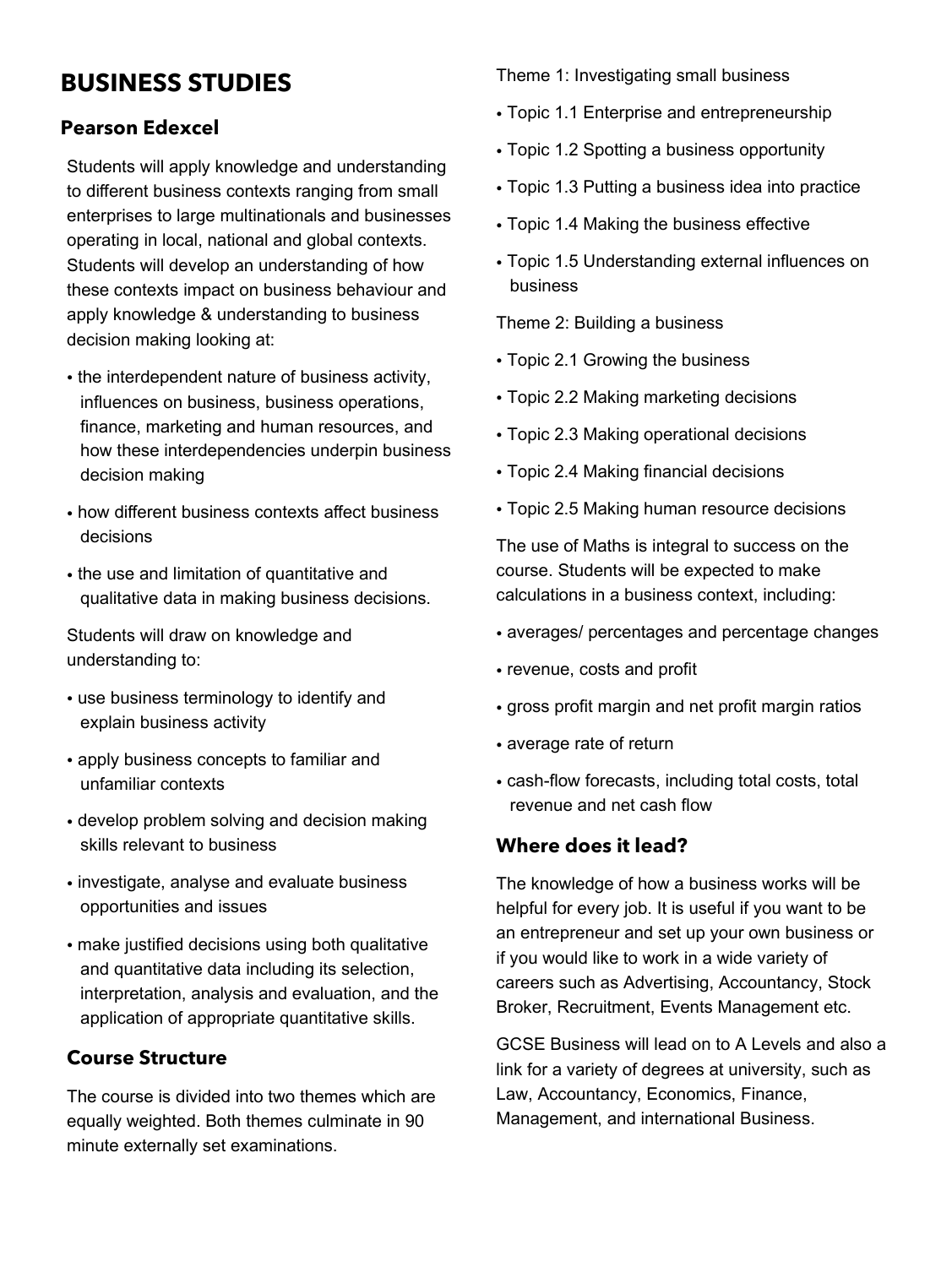# BUSINESS STUDIES

### Pearson Edexcel

Students will apply knowledge and understanding to different business contexts ranging from small enterprises to large multinationals and businesses operating in local, national and global contexts. Students will develop an understanding of how these contexts impact on business behaviour and apply knowledge & understanding to business decision making looking at:

- the interdependent nature of business activity, influences on business, business operations, finance, marketing and human resources, and how these interdependencies underpin business decision making
- how different business contexts affect business decisions
- the use and limitation of quantitative and qualitative data in making business decisions.

Students will draw on knowledge and understanding to:

- use business terminology to identify and explain business activity
- apply business concepts to familiar and unfamiliar contexts
- develop problem solving and decision making skills relevant to business
- investigate, analyse and evaluate business opportunities and issues
- make justified decisions using both qualitative and quantitative data including its selection, interpretation, analysis and evaluation, and the application of appropriate quantitative skills.

### Course Structure

The course is divided into two themes which are equally weighted. Both themes culminate in 90 minute externally set examinations.

Theme 1: Investigating small business

- Topic 1.1 Enterprise and entrepreneurship
- Topic 1.2 Spotting a business opportunity
- Topic 1.3 Putting a business idea into practice
- Topic 1.4 Making the business effective
- Topic 1.5 Understanding external influences on business

Theme 2: Building a business

- Topic 2.1 Growing the business
- Topic 2.2 Making marketing decisions
- Topic 2.3 Making operational decisions
- Topic 2.4 Making financial decisions
- Topic 2.5 Making human resource decisions

The use of Maths is integral to success on the course. Students will be expected to make calculations in a business context, including:

- averages/ percentages and percentage changes
- revenue, costs and profit
- gross profit margin and net profit margin ratios
- average rate of return
- cash-flow forecasts, including total costs, total revenue and net cash flow

### Where does it lead?

The knowledge of how a business works will be helpful for every job. It is useful if you want to be an entrepreneur and set up your own business or if you would like to work in a wide variety of careers such as Advertising, Accountancy, Stock Broker, Recruitment, Events Management etc.

GCSE Business will lead on to A Levels and also a link for a variety of degrees at university, such as Law, Accountancy, Economics, Finance, Management, and international Business.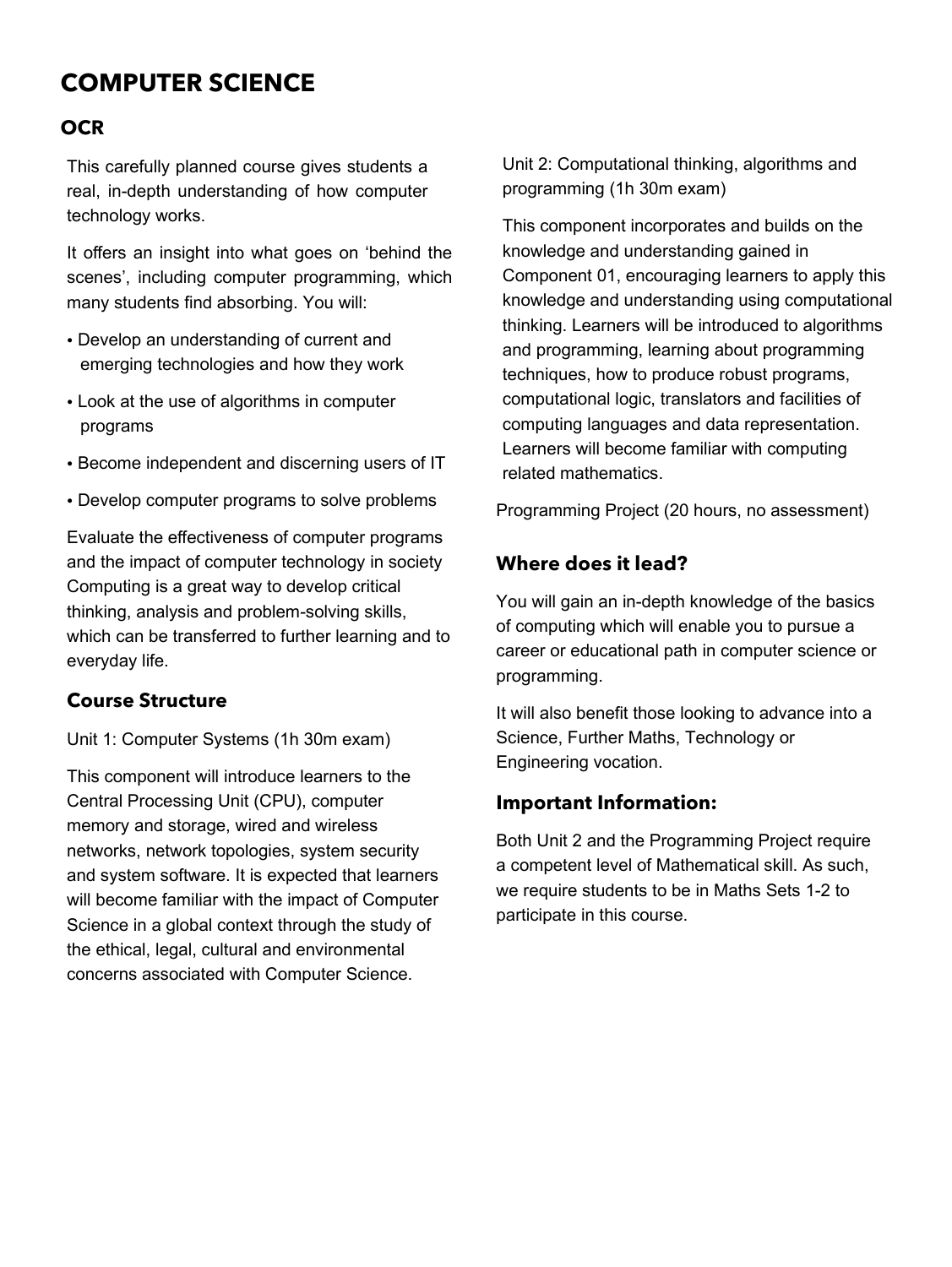# COMPUTER SCIENCE

## OCR

This carefully planned course gives students a real, in-depth understanding of how computer technology works.

It offers an insight into what goes on 'behind the scenes', including computer programming, which many students find absorbing. You will:

- Develop an understanding of current and emerging technologies and how they work
- Look at the use of algorithms in computer programs
- Become independent and discerning users of IT
- Develop computer programs to solve problems

Evaluate the effectiveness of computer programs and the impact of computer technology in society Computing is a great way to develop critical thinking, analysis and problem-solving skills, which can be transferred to further learning and to everyday life.

### Course Structure

Unit 1: Computer Systems (1h 30m exam)

This component will introduce learners to the Central Processing Unit (CPU), computer memory and storage, wired and wireless networks, network topologies, system security and system software. It is expected that learners will become familiar with the impact of Computer Science in a global context through the study of the ethical, legal, cultural and environmental concerns associated with Computer Science.

Unit 2: Computational thinking, algorithms and programming (1h 30m exam)

This component incorporates and builds on the knowledge and understanding gained in Component 01, encouraging learners to apply this knowledge and understanding using computational thinking. Learners will be introduced to algorithms and programming, learning about programming techniques, how to produce robust programs, computational logic, translators and facilities of computing languages and data representation. Learners will become familiar with computing related mathematics.

Programming Project (20 hours, no assessment)

### Where does it lead?

You will gain an in-depth knowledge of the basics of computing which will enable you to pursue a career or educational path in computer science or programming.

It will also benefit those looking to advance into a Science, Further Maths, Technology or Engineering vocation.

### Important Information:

Both Unit 2 and the Programming Project require a competent level of Mathematical skill. As such, we require students to be in Maths Sets 1-2 to participate in this course.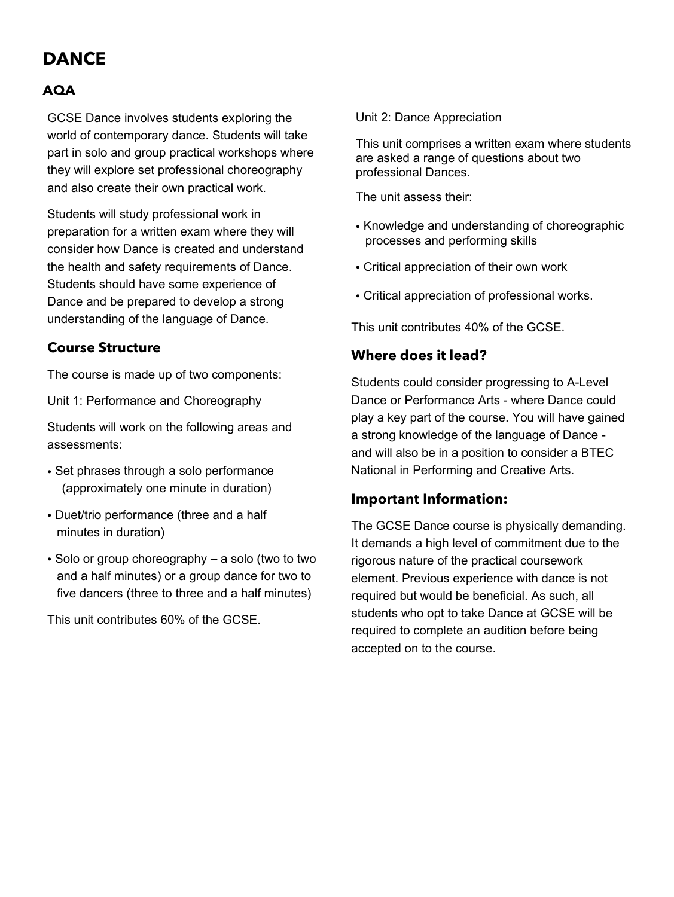# DANCE

### AQA

GCSE Dance involves students exploring the world of contemporary dance. Students will take part in solo and group practical workshops where they will explore set professional choreography and also create their own practical work.

Students will study professional work in preparation for a written exam where they will consider how Dance is created and understand the health and safety requirements of Dance. Students should have some experience of Dance and be prepared to develop a strong understanding of the language of Dance.

## Course Structure

The course is made up of two components:

Unit 1: Performance and Choreography

Students will work on the following areas and assessments:

- Set phrases through a solo performance (approximately one minute in duration)
- Duet/trio performance (three and a half minutes in duration)
- Solo or group choreography – a solo (two to two and a half minutes) or a group dance for two to five dancers (three to three and a half minutes)

This unit contributes 60% of the GCSE.

Unit 2: Dance Appreciation

This unit comprises a written exam where students are asked a range of questions about two professional Dances.

The unit assess their:

- Knowledge and understanding of choreographic processes and performing skills
- Critical appreciation of their own work
- Critical appreciation of professional works.

This unit contributes 40% of the GCSE.

## Where does it lead?

Students could consider progressing to A-Level Dance or Performance Arts - where Dance could play a key part of the course. You will have gained a strong knowledge of the language of Dance - and will also be in a position to consider a BTEC National in Performing and Creative Arts.

## Important Information:

The GCSE Dance course is physically demanding. It demands a high level of commitment due to the rigorous nature of the practical coursework element. Previous experience with dance is not required but would be beneficial. As such, all students who opt to take Dance at GCSE will be required to complete an audition before being accepted on to the course.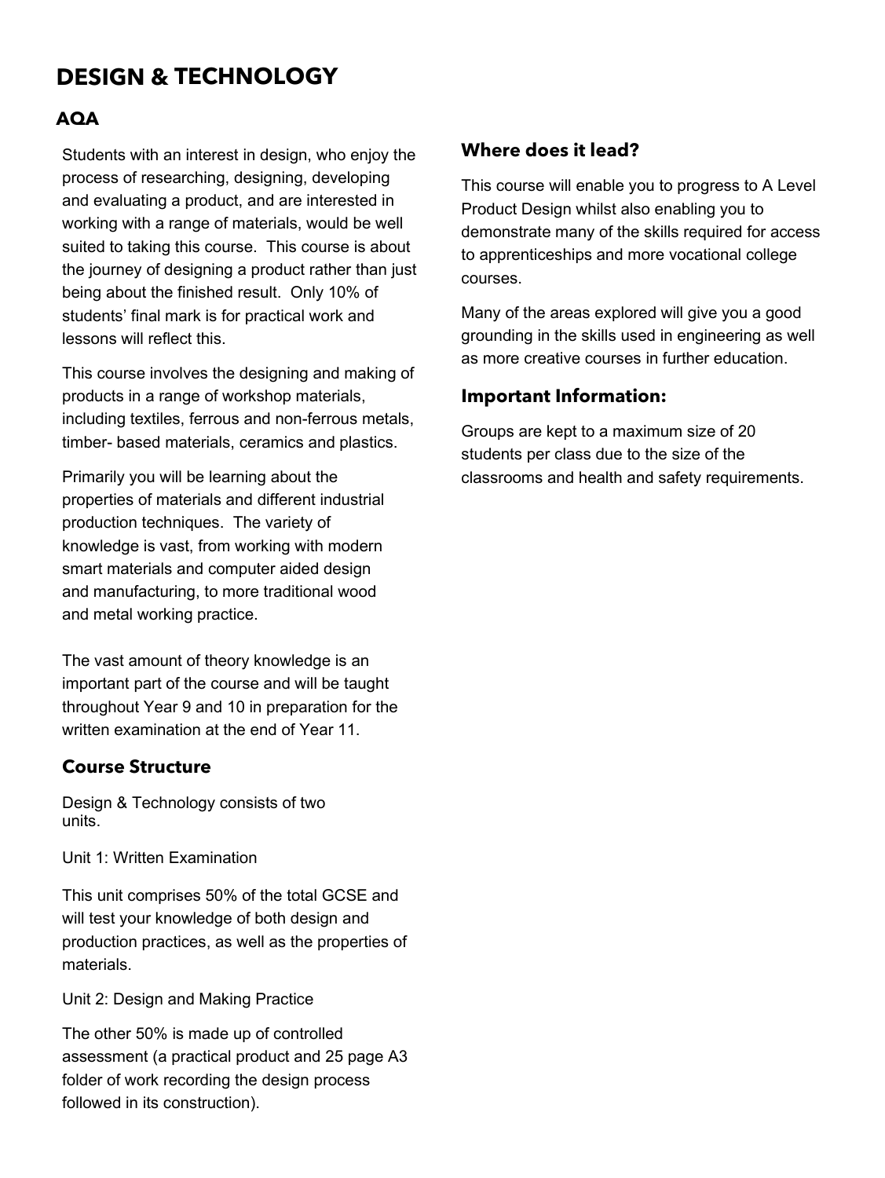# DESIGN & TECHNOLOGY

## AQA

Students with an interest in design, who enjoy the process of researching, designing, developing and evaluating a product, and are interested in working with a range of materials, would be well suited to taking this course. This course is about the journey of designing a product rather than just being about the finished result. Only 10% of students' final mark is for practical work and lessons will reflect this.

This course involves the designing and making of products in a range of workshop materials, including textiles, ferrous and non-ferrous metals, timber- based materials, ceramics and plastics.

Primarily you will be learning about the properties of materials and different industrial production techniques. The variety of knowledge is vast, from working with modern smart materials and computer aided design and manufacturing, to more traditional wood and metal working practice.

The vast amount of theory knowledge is an important part of the course and will be taught throughout Year 9 and 10 in preparation for the written examination at the end of Year 11.

### Course Structure

Design & Technology consists of two units.

Unit 1: Written Examination

This unit comprises 50% of the total GCSE and will test your knowledge of both design and production practices, as well as the properties of materials.

Unit 2: Design and Making Practice

The other 50% is made up of controlled assessment (a practical product and 25 page A3 folder of work recording the design process followed in its construction).

### Where does it lead?

This course will enable you to progress to A Level Product Design whilst also enabling you to demonstrate many of the skills required for access to apprenticeships and more vocational college courses.

Many of the areas explored will give you a good grounding in the skills used in engineering as well as more creative courses in further education.

### Important Information:

Groups are kept to a maximum size of 20 students per class due to the size of the classrooms and health and safety requirements.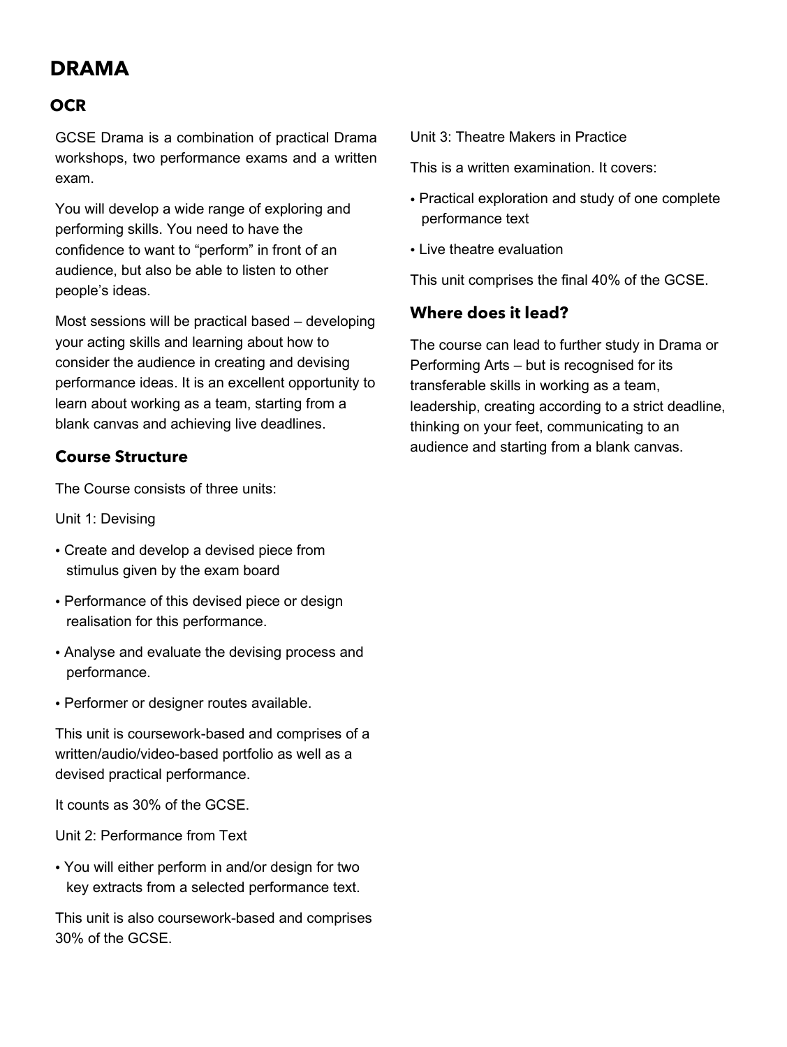# DRAMA

## OCR

GCSE Drama is a combination of practical Drama workshops, two performance exams and a written exam.

You will develop a wide range of exploring and performing skills. You need to have the confidence to want to "perform" in front of an audience, but also be able to listen to other people's ideas.

Most sessions will be practical based – developing your acting skills and learning about how to consider the audience in creating and devising performance ideas. It is an excellent opportunity to learn about working as a team, starting from a blank canvas and achieving live deadlines.

### Course Structure

The Course consists of three units:

Unit 1: Devising

- Create and develop a devised piece from stimulus given by the exam board
- Performance of this devised piece or design realisation for this performance.
- Analyse and evaluate the devising process and performance.
- Performer or designer routes available.

This unit is coursework-based and comprises of a written/audio/video-based portfolio as well as a devised practical performance.

It counts as 30% of the GCSE.

Unit 2: Performance from Text

- You will either perform in and/or design for two key extracts from a selected performance text.

This unit is also coursework-based and comprises 30% of the GCSE.

Unit 3: Theatre Makers in Practice

This is a written examination. It covers:

- Practical exploration and study of one complete performance text
- Live theatre evaluation

This unit comprises the final 40% of the GCSE.

### Where does it lead?

The course can lead to further study in Drama or Performing Arts – but is recognised for its transferable skills in working as a team, leadership, creating according to a strict deadline, thinking on your feet, communicating to an audience and starting from a blank canvas.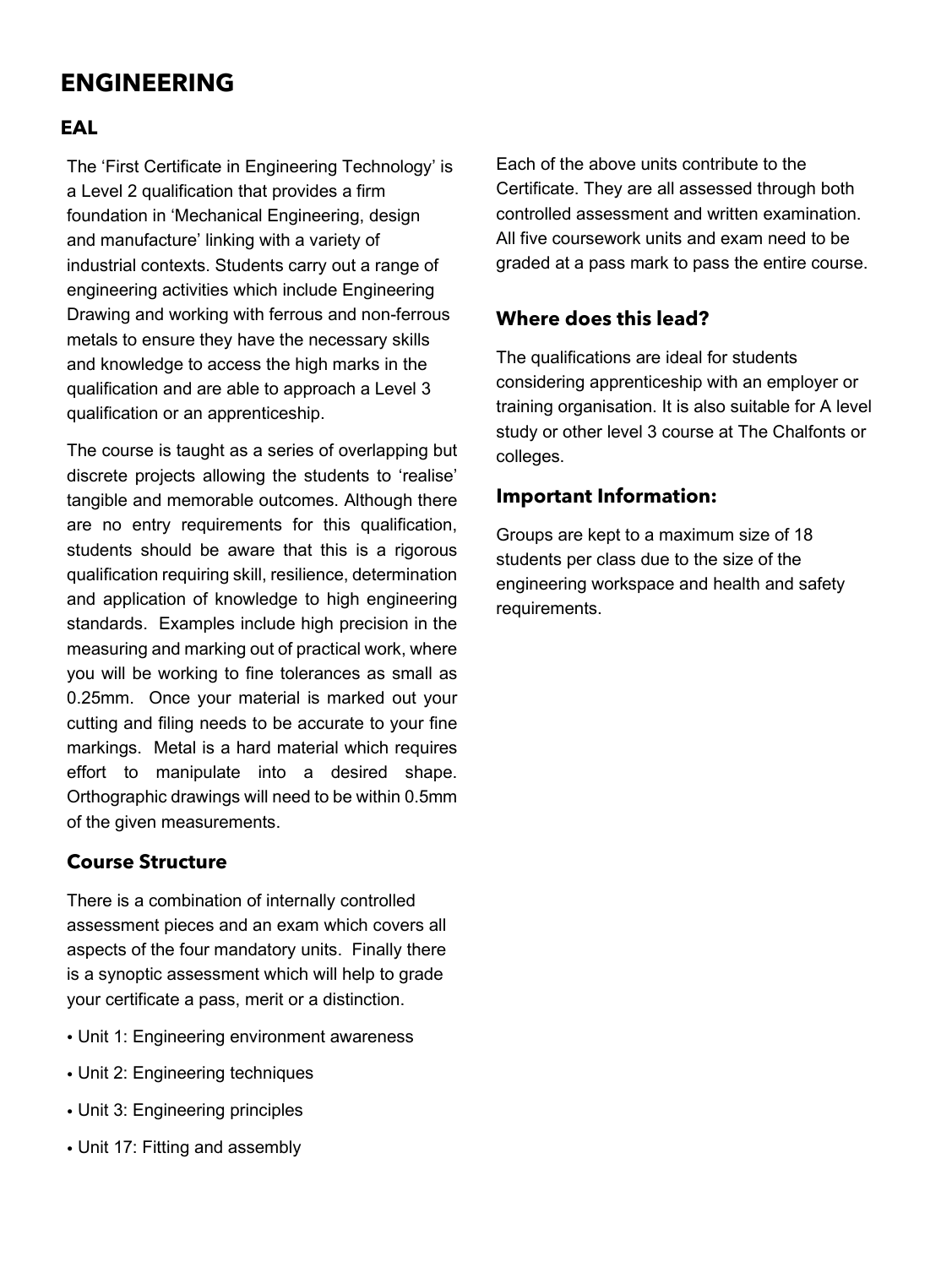# ENGINEERING

## EAL

The 'First Certificate in Engineering Technology' is a Level 2 qualification that provides a firm foundation in 'Mechanical Engineering, design and manufacture' linking with a variety of industrial contexts. Students carry out a range of engineering activities which include Engineering Drawing and working with ferrous and non-ferrous metals to ensure they have the necessary skills and knowledge to access the high marks in the qualification and are able to approach a Level 3 qualification or an apprenticeship.

The course is taught as a series of overlapping but discrete projects allowing the students to 'realise' tangible and memorable outcomes. Although there are no entry requirements for this qualification, students should be aware that this is a rigorous qualification requiring skill, resilience, determination and application of knowledge to high engineering standards. Examples include high precision in the measuring and marking out of practical work, where you will be working to fine tolerances as small as 0.25mm. Once your material is marked out your cutting and filing needs to be accurate to your fine markings. Metal is a hard material which requires effort to manipulate into a desired shape. Orthographic drawings will need to be within 0.5mm of the given measurements.

### Course Structure

There is a combination of internally controlled assessment pieces and an exam which covers all aspects of the four mandatory units. Finally there is a synoptic assessment which will help to grade your certificate a pass, merit or a distinction.

- Unit 1: Engineering environment awareness
- Unit 2: Engineering techniques
- Unit 3: Engineering principles
- Unit 17: Fitting and assembly

Each of the above units contribute to the Certificate. They are all assessed through both controlled assessment and written examination. All five coursework units and exam need to be graded at a pass mark to pass the entire course.

### Where does this lead?

The qualifications are ideal for students considering apprenticeship with an employer or training organisation. It is also suitable for A level study or other level 3 course at The Chalfonts or colleges.

### Important Information:

Groups are kept to a maximum size of 18 students per class due to the size of the engineering workspace and health and safety requirements.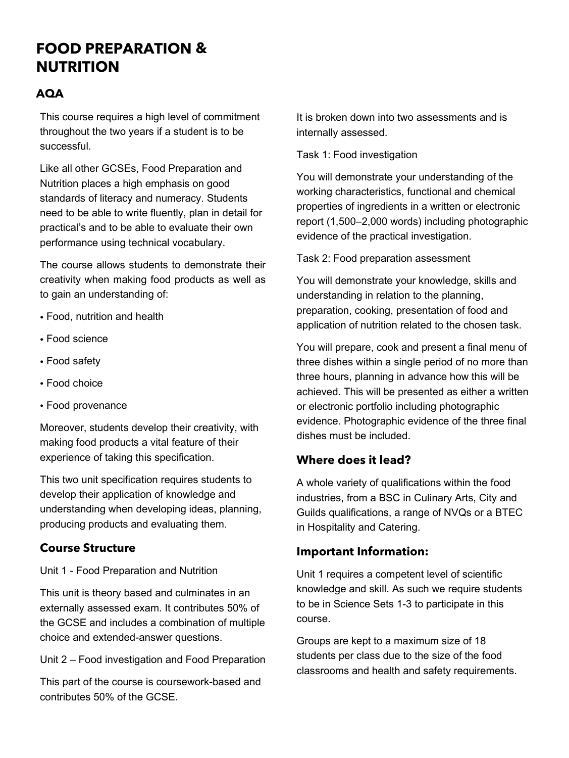# FOOD PREPARATION & NUTRITION

## AQA

This course requires a high level of commitment throughout the two years if a student is to be successful.

Like all other GCSEs, Food Preparation and Nutrition places a high emphasis on good standards of literacy and numeracy. Students need to be able to write fluently, plan in detail for practical's and to be able to evaluate their own performance using technical vocabulary.

The course allows students to demonstrate their creativity when making food products as well as to gain an understanding of:

- Food, nutrition and health
- Food science
- Food safety
- Food choice
- Food provenance

Moreover, students develop their creativity, with making food products a vital feature of their experience of taking this specification.

This two unit specification requires students to develop their application of knowledge and understanding when developing ideas, planning, producing products and evaluating them.

### Course Structure

Unit 1 - Food Preparation and Nutrition

This unit is theory based and culminates in an externally assessed exam. It contributes 50% of the GCSE and includes a combination of multiple choice and extended-answer questions.

Unit 2 – Food investigation and Food Preparation

This part of the course is coursework-based and contributes 50% of the GCSE.

It is broken down into two assessments and is internally assessed.

Task 1: Food investigation

You will demonstrate your understanding of the working characteristics, functional and chemical properties of ingredients in a written or electronic report (1,500–2,000 words) including photographic evidence of the practical investigation.

Task 2: Food preparation assessment

You will demonstrate your knowledge, skills and understanding in relation to the planning, preparation, cooking, presentation of food and application of nutrition related to the chosen task.

You will prepare, cook and present a final menu of three dishes within a single period of no more than three hours, planning in advance how this will be achieved. This will be presented as either a written or electronic portfolio including photographic evidence. Photographic evidence of the three final dishes must be included.

### Where does it lead?

A whole variety of qualifications within the food industries, from a BSC in Culinary Arts, City and Guilds qualifications, a range of NVQs or a BTEC in Hospitality and Catering.

### Important Information:

Unit 1 requires a competent level of scientific knowledge and skill. As such we require students to be in Science Sets 1-3 to participate in this course.

Groups are kept to a maximum size of 18 students per class due to the size of the food classrooms and health and safety requirements.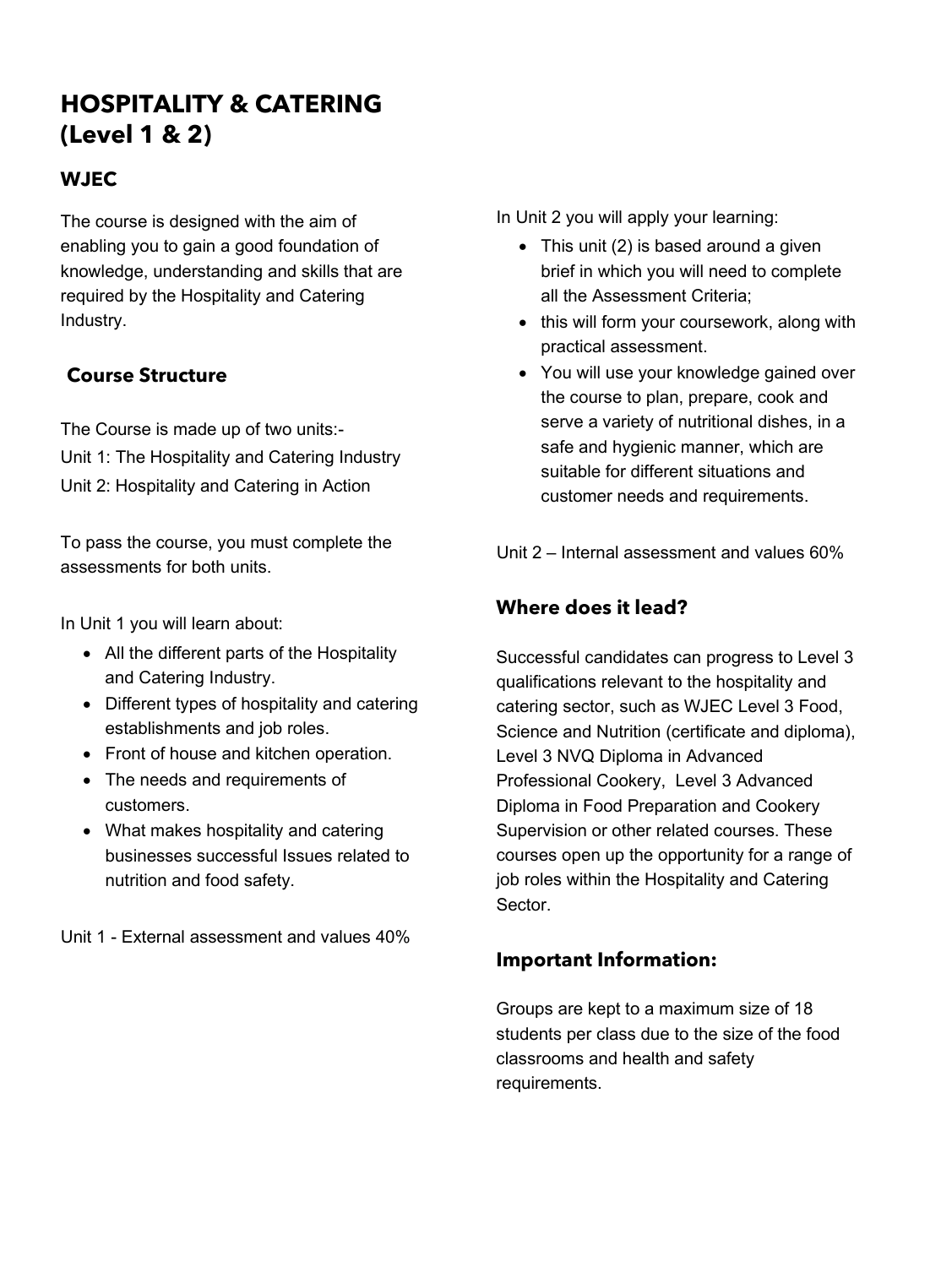# HOSPITALITY & CATERING (Level 1 & 2)

## WJEC

The course is designed with the aim of enabling you to gain a good foundation of knowledge, understanding and skills that are required by the Hospitality and Catering Industry.

## Course Structure

The Course is made up of two units:-
Unit 1: The Hospitality and Catering Industry
Unit 2: Hospitality and Catering in Action

To pass the course, you must complete the assessments for both units.

In Unit 1 you will learn about:

- All the different parts of the Hospitality and Catering Industry.
- Different types of hospitality and catering establishments and job roles.
- Front of house and kitchen operation.
- The needs and requirements of customers.
- What makes hospitality and catering businesses successful Issues related to nutrition and food safety.

Unit 1 - External assessment and values 40%

In Unit 2 you will apply your learning:

- This unit (2) is based around a given brief in which you will need to complete all the Assessment Criteria;
- this will form your coursework, along with practical assessment.
- You will use your knowledge gained over the course to plan, prepare, cook and serve a variety of nutritional dishes, in a safe and hygienic manner, which are suitable for different situations and customer needs and requirements.

Unit 2 – Internal assessment and values 60%

## Where does it lead?

Successful candidates can progress to Level 3 qualifications relevant to the hospitality and catering sector, such as WJEC Level 3 Food, Science and Nutrition (certificate and diploma), Level 3 NVQ Diploma in Advanced Professional Cookery, Level 3 Advanced Diploma in Food Preparation and Cookery Supervision or other related courses. These courses open up the opportunity for a range of job roles within the Hospitality and Catering Sector.

## Important Information:

Groups are kept to a maximum size of 18 students per class due to the size of the food classrooms and health and safety requirements.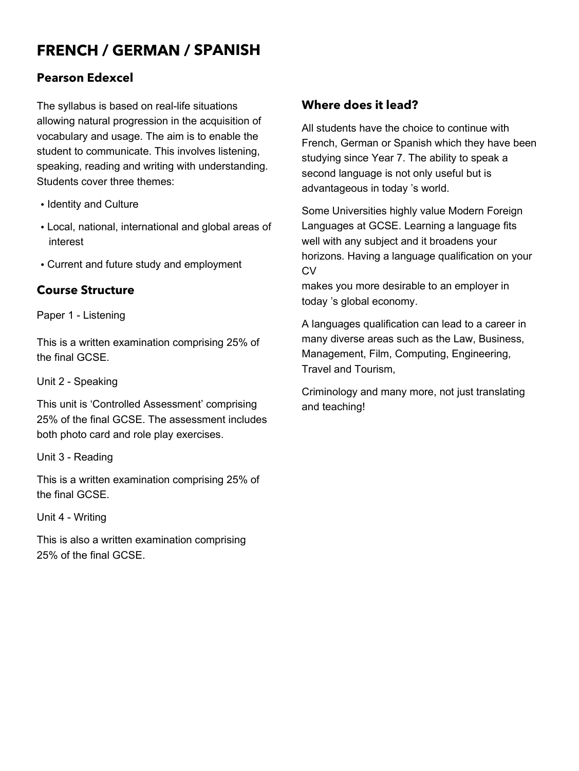# FRENCH / GERMAN / SPANISH

### Pearson Edexcel

The syllabus is based on real-life situations allowing natural progression in the acquisition of vocabulary and usage. The aim is to enable the student to communicate. This involves listening, speaking, reading and writing with understanding. Students cover three themes:

- Identity and Culture
- Local, national, international and global areas of interest
- Current and future study and employment

## Course Structure

Paper 1 - Listening

This is a written examination comprising 25% of the final GCSE.

Unit 2 - Speaking

This unit is 'Controlled Assessment' comprising 25% of the final GCSE. The assessment includes both photo card and role play exercises.

Unit 3 - Reading

This is a written examination comprising 25% of the final GCSE.

Unit 4 - Writing

This is also a written examination comprising 25% of the final GCSE.

## Where does it lead?

All students have the choice to continue with French, German or Spanish which they have been studying since Year 7. The ability to speak a second language is not only useful but is advantageous in today 's world.

Some Universities highly value Modern Foreign Languages at GCSE. Learning a language fits well with any subject and it broadens your horizons. Having a language qualification on your CV makes you more desirable to an employer in today 's global economy.

A languages qualification can lead to a career in many diverse areas such as the Law, Business, Management, Film, Computing, Engineering, Travel and Tourism,

Criminology and many more, not just translating and teaching!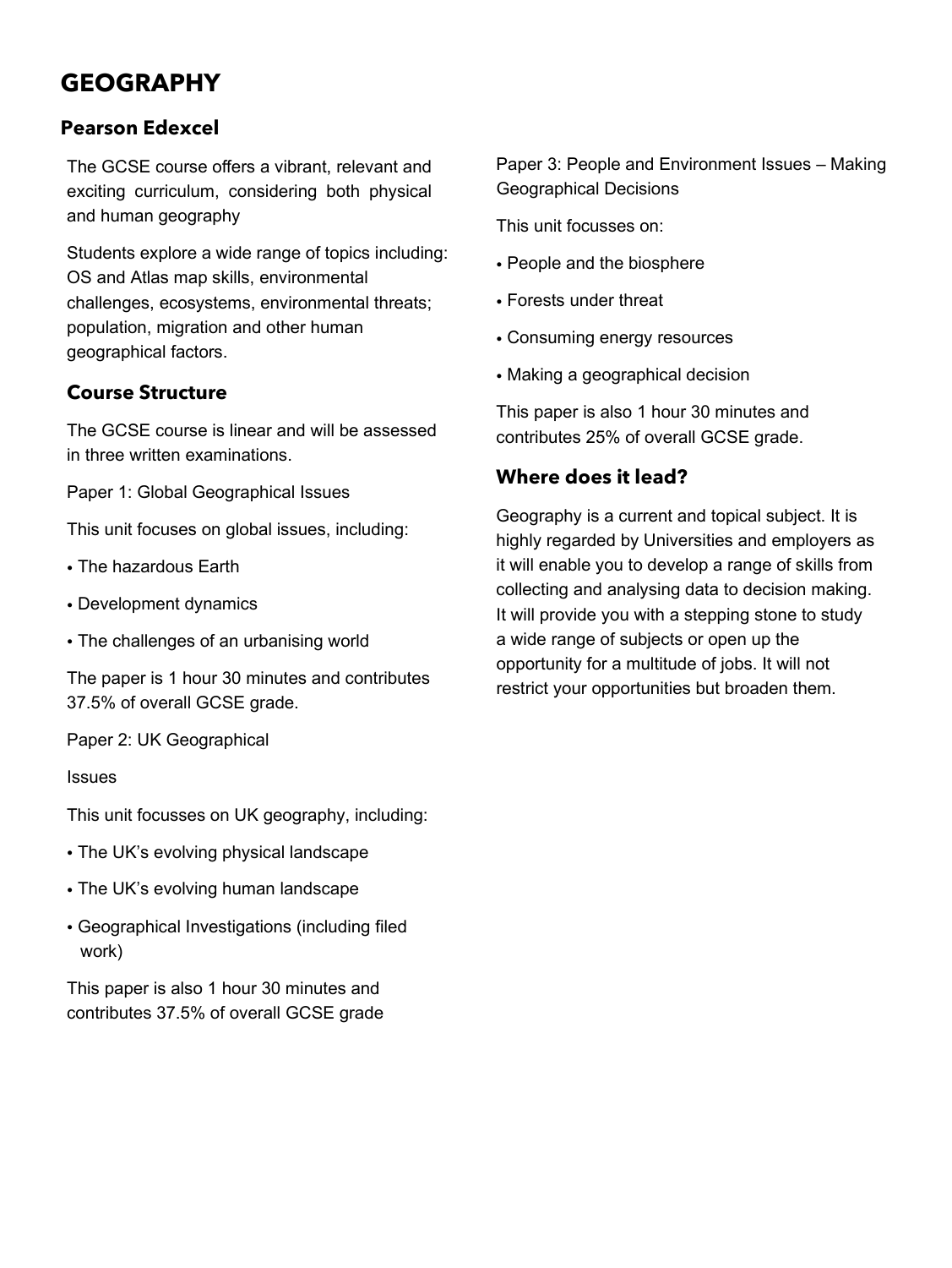# GEOGRAPHY

## Pearson Edexcel

The GCSE course offers a vibrant, relevant and exciting curriculum, considering both physical and human geography

Students explore a wide range of topics including: OS and Atlas map skills, environmental challenges, ecosystems, environmental threats; population, migration and other human geographical factors.

## Course Structure

The GCSE course is linear and will be assessed in three written examinations.

Paper 1: Global Geographical Issues

This unit focuses on global issues, including:

- The hazardous Earth
- Development dynamics
- The challenges of an urbanising world

The paper is 1 hour 30 minutes and contributes 37.5% of overall GCSE grade.

Paper 2: UK Geographical

Issues

This unit focusses on UK geography, including:

- The UK's evolving physical landscape
- The UK's evolving human landscape
- Geographical Investigations (including filed work)

This paper is also 1 hour 30 minutes and contributes 37.5% of overall GCSE grade

Paper 3: People and Environment Issues – Making Geographical Decisions

This unit focusses on:

- People and the biosphere
- Forests under threat
- Consuming energy resources
- Making a geographical decision

This paper is also 1 hour 30 minutes and contributes 25% of overall GCSE grade.

## Where does it lead?

Geography is a current and topical subject. It is highly regarded by Universities and employers as it will enable you to develop a range of skills from collecting and analysing data to decision making. It will provide you with a stepping stone to study a wide range of subjects or open up the opportunity for a multitude of jobs. It will not restrict your opportunities but broaden them.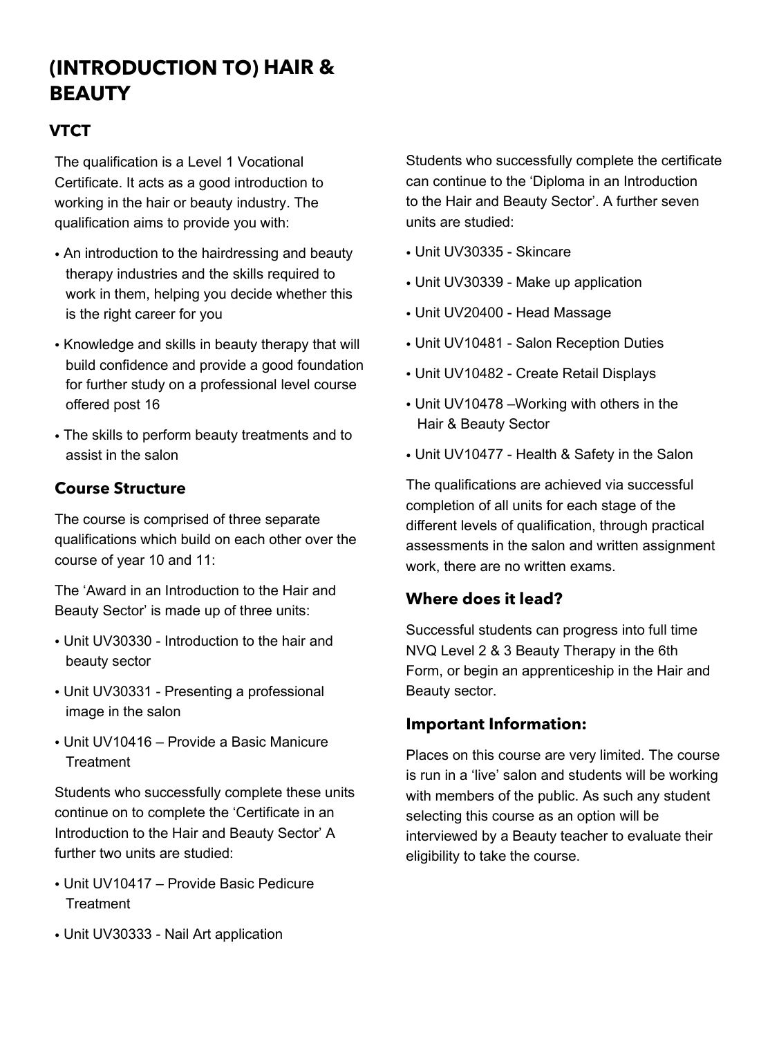# (INTRODUCTION TO) HAIR & BEAUTY

## VTCT

The qualification is a Level 1 Vocational Certificate. It acts as a good introduction to working in the hair or beauty industry. The qualification aims to provide you with:

- An introduction to the hairdressing and beauty therapy industries and the skills required to work in them, helping you decide whether this is the right career for you
- Knowledge and skills in beauty therapy that will build confidence and provide a good foundation for further study on a professional level course offered post 16
- The skills to perform beauty treatments and to assist in the salon

### Course Structure

The course is comprised of three separate qualifications which build on each other over the course of year 10 and 11:

The 'Award in an Introduction to the Hair and Beauty Sector' is made up of three units:

- Unit UV30330 - Introduction to the hair and beauty sector
- Unit UV30331 - Presenting a professional image in the salon
- Unit UV10416 – Provide a Basic Manicure Treatment

Students who successfully complete these units continue on to complete the 'Certificate in an Introduction to the Hair and Beauty Sector' A further two units are studied:

- Unit UV10417 – Provide Basic Pedicure Treatment
- Unit UV30333 - Nail Art application

Students who successfully complete the certificate can continue to the 'Diploma in an Introduction to the Hair and Beauty Sector'. A further seven units are studied:

- Unit UV30335 - Skincare
- Unit UV30339 - Make up application
- Unit UV20400 - Head Massage
- Unit UV10481 - Salon Reception Duties
- Unit UV10482 - Create Retail Displays
- Unit UV10478 –Working with others in the Hair & Beauty Sector
- Unit UV10477 - Health & Safety in the Salon

The qualifications are achieved via successful completion of all units for each stage of the different levels of qualification, through practical assessments in the salon and written assignment work, there are no written exams.

### Where does it lead?

Successful students can progress into full time NVQ Level 2 & 3 Beauty Therapy in the 6th Form, or begin an apprenticeship in the Hair and Beauty sector.

### Important Information:

Places on this course are very limited. The course is run in a 'live' salon and students will be working with members of the public. As such any student selecting this course as an option will be interviewed by a Beauty teacher to evaluate their eligibility to take the course.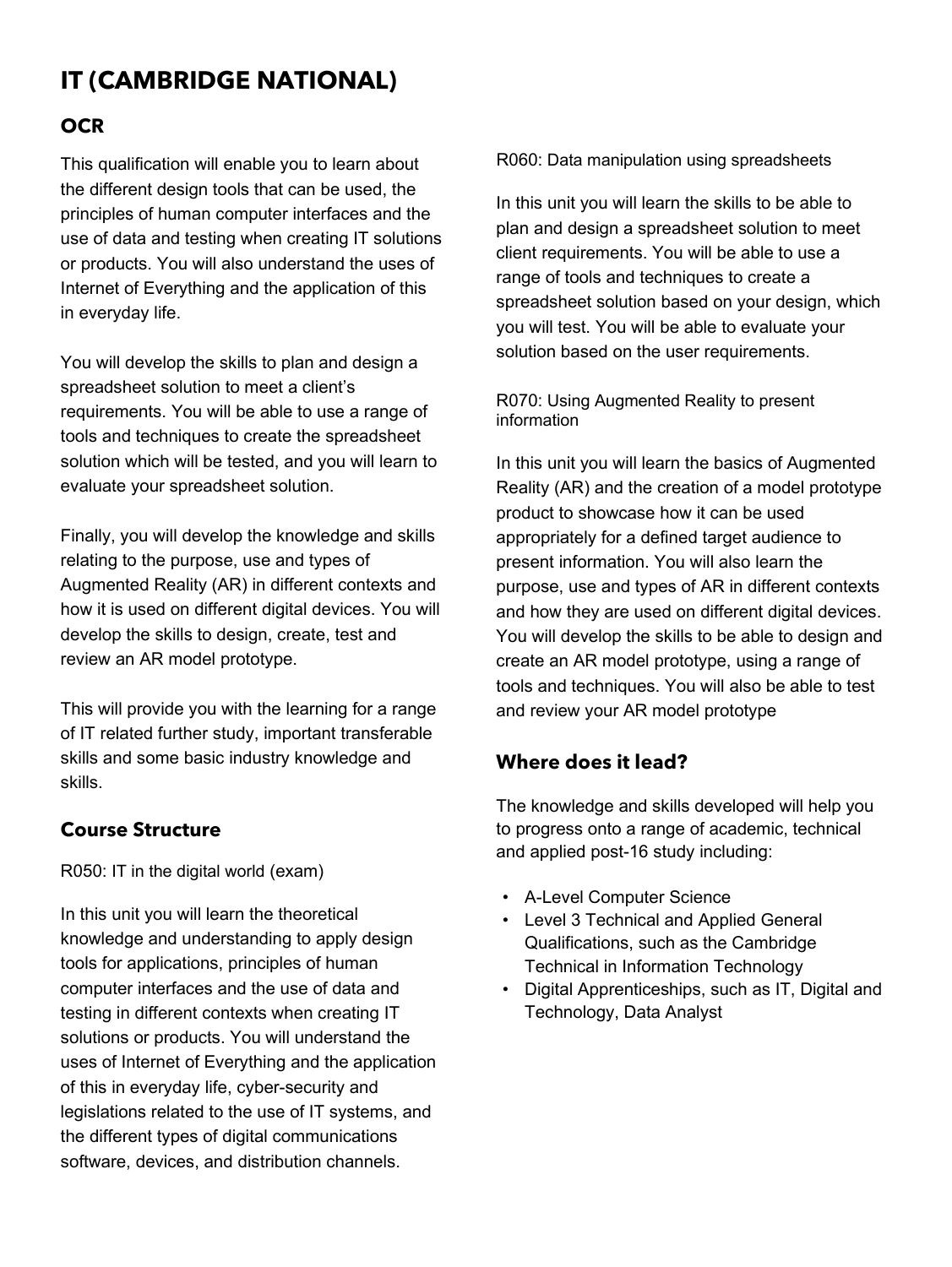# IT (CAMBRIDGE NATIONAL)

## OCR

This qualification will enable you to learn about the different design tools that can be used, the principles of human computer interfaces and the use of data and testing when creating IT solutions or products. You will also understand the uses of Internet of Everything and the application of this in everyday life.

You will develop the skills to plan and design a spreadsheet solution to meet a client's requirements. You will be able to use a range of tools and techniques to create the spreadsheet solution which will be tested, and you will learn to evaluate your spreadsheet solution.

Finally, you will develop the knowledge and skills relating to the purpose, use and types of Augmented Reality (AR) in different contexts and how it is used on different digital devices. You will develop the skills to design, create, test and review an AR model prototype.

This will provide you with the learning for a range of IT related further study, important transferable skills and some basic industry knowledge and skills.

## Course Structure

R050: IT in the digital world (exam)

In this unit you will learn the theoretical knowledge and understanding to apply design tools for applications, principles of human computer interfaces and the use of data and testing in different contexts when creating IT solutions or products. You will understand the uses of Internet of Everything and the application of this in everyday life, cyber-security and legislations related to the use of IT systems, and the different types of digital communications software, devices, and distribution channels.

R060: Data manipulation using spreadsheets

In this unit you will learn the skills to be able to plan and design a spreadsheet solution to meet client requirements. You will be able to use a range of tools and techniques to create a spreadsheet solution based on your design, which you will test. You will be able to evaluate your solution based on the user requirements.

R070: Using Augmented Reality to present information

In this unit you will learn the basics of Augmented Reality (AR) and the creation of a model prototype product to showcase how it can be used appropriately for a defined target audience to present information. You will also learn the purpose, use and types of AR in different contexts and how they are used on different digital devices. You will develop the skills to be able to design and create an AR model prototype, using a range of tools and techniques. You will also be able to test and review your AR model prototype

## Where does it lead?

The knowledge and skills developed will help you to progress onto a range of academic, technical and applied post-16 study including:

- A-Level Computer Science
- Level 3 Technical and Applied General Qualifications, such as the Cambridge Technical in Information Technology
- Digital Apprenticeships, such as IT, Digital and Technology, Data Analyst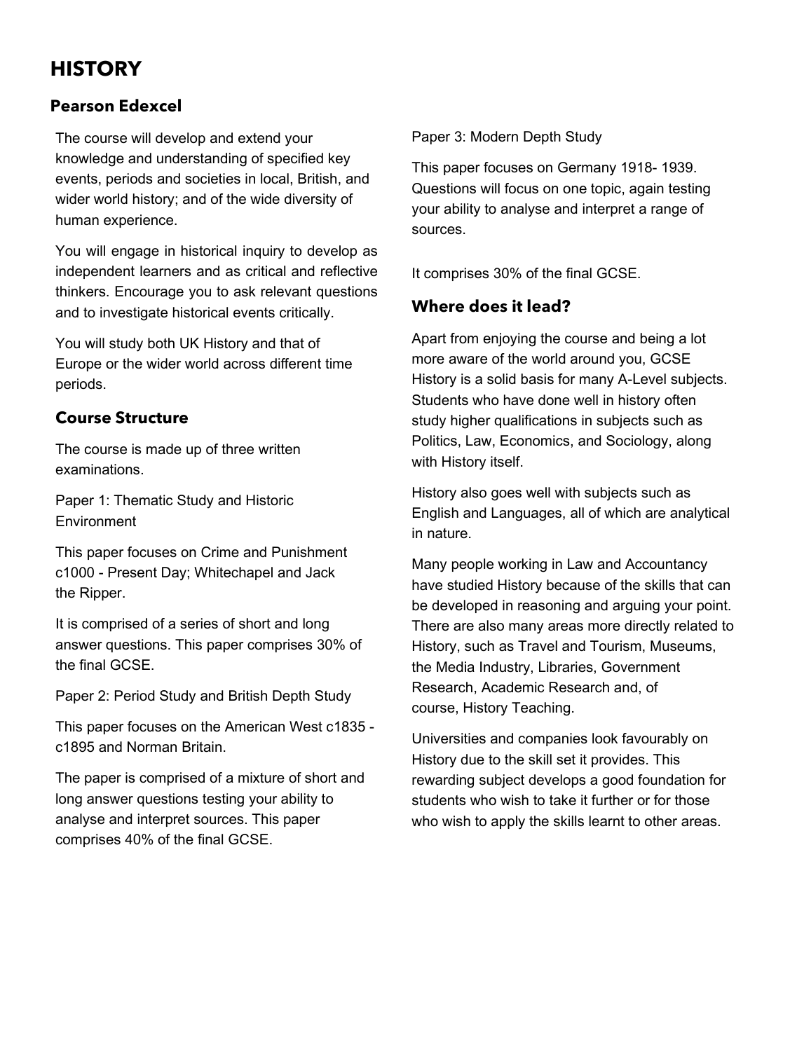# HISTORY

## Pearson Edexcel

The course will develop and extend your knowledge and understanding of specified key events, periods and societies in local, British, and wider world history; and of the wide diversity of human experience.

You will engage in historical inquiry to develop as independent learners and as critical and reflective thinkers. Encourage you to ask relevant questions and to investigate historical events critically.

You will study both UK History and that of Europe or the wider world across different time periods.

## Course Structure

The course is made up of three written examinations.

Paper 1: Thematic Study and Historic Environment

This paper focuses on Crime and Punishment c1000 - Present Day; Whitechapel and Jack the Ripper.

It is comprised of a series of short and long answer questions. This paper comprises 30% of the final GCSE.

Paper 2: Period Study and British Depth Study

This paper focuses on the American West c1835 - c1895 and Norman Britain.

The paper is comprised of a mixture of short and long answer questions testing your ability to analyse and interpret sources. This paper comprises 40% of the final GCSE.

Paper 3: Modern Depth Study

This paper focuses on Germany 1918- 1939. Questions will focus on one topic, again testing your ability to analyse and interpret a range of sources.

It comprises 30% of the final GCSE.

## Where does it lead?

Apart from enjoying the course and being a lot more aware of the world around you, GCSE History is a solid basis for many A-Level subjects. Students who have done well in history often study higher qualifications in subjects such as Politics, Law, Economics, and Sociology, along with History itself.

History also goes well with subjects such as English and Languages, all of which are analytical in nature.

Many people working in Law and Accountancy have studied History because of the skills that can be developed in reasoning and arguing your point. There are also many areas more directly related to History, such as Travel and Tourism, Museums, the Media Industry, Libraries, Government Research, Academic Research and, of course, History Teaching.

Universities and companies look favourably on History due to the skill set it provides. This rewarding subject develops a good foundation for students who wish to take it further or for those who wish to apply the skills learnt to other areas.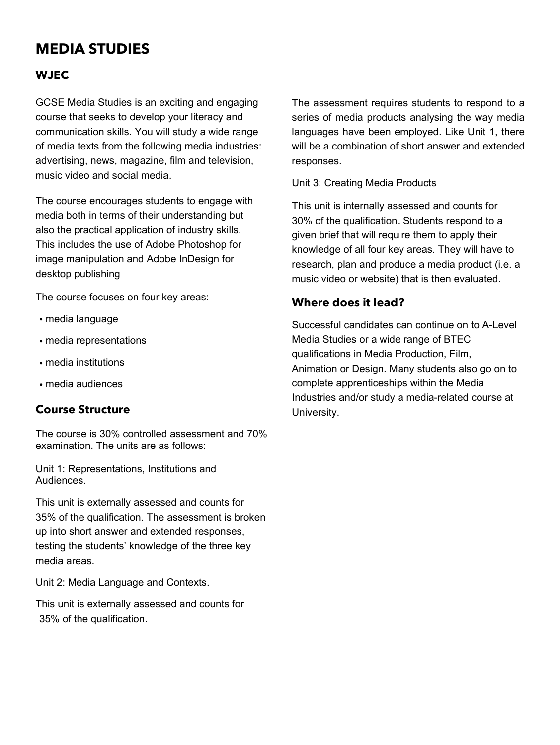# MEDIA STUDIES

### WJEC

GCSE Media Studies is an exciting and engaging course that seeks to develop your literacy and communication skills. You will study a wide range of media texts from the following media industries: advertising, news, magazine, film and television, music video and social media.

The course encourages students to engage with media both in terms of their understanding but also the practical application of industry skills. This includes the use of Adobe Photoshop for image manipulation and Adobe InDesign for desktop publishing

The course focuses on four key areas:

- media language
- media representations
- media institutions
- media audiences

## Course Structure

The course is 30% controlled assessment and 70% examination. The units are as follows:

Unit 1: Representations, Institutions and Audiences.

This unit is externally assessed and counts for 35% of the qualification. The assessment is broken up into short answer and extended responses, testing the students' knowledge of the three key media areas.

Unit 2: Media Language and Contexts.

This unit is externally assessed and counts for 35% of the qualification.

The assessment requires students to respond to a series of media products analysing the way media languages have been employed. Like Unit 1, there will be a combination of short answer and extended responses.

Unit 3: Creating Media Products

This unit is internally assessed and counts for 30% of the qualification. Students respond to a given brief that will require them to apply their knowledge of all four key areas. They will have to research, plan and produce a media product (i.e. a music video or website) that is then evaluated.

## Where does it lead?

Successful candidates can continue on to A-Level Media Studies or a wide range of BTEC qualifications in Media Production, Film, Animation or Design. Many students also go on to complete apprenticeships within the Media Industries and/or study a media-related course at University.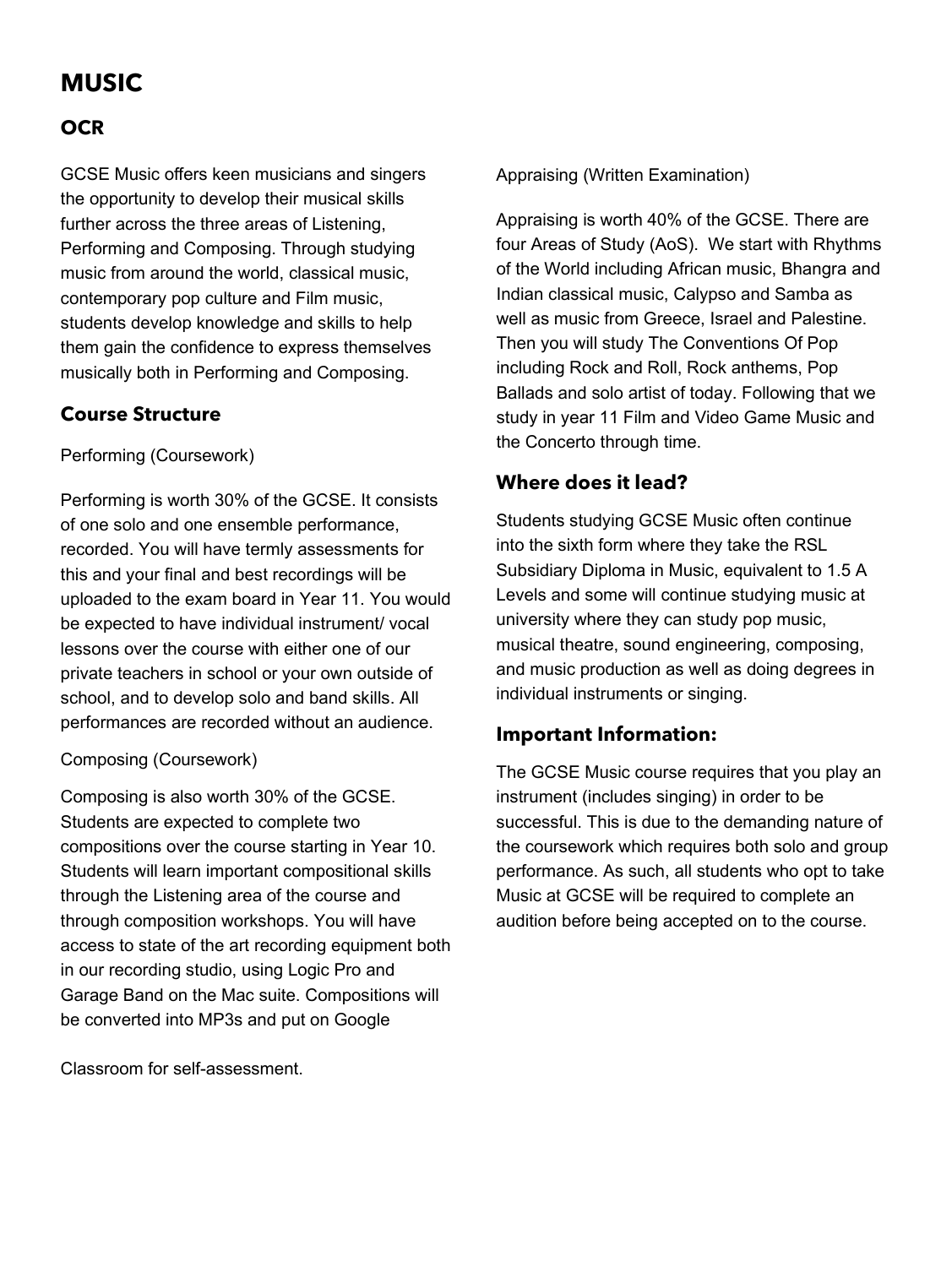# MUSIC

## OCR

GCSE Music offers keen musicians and singers the opportunity to develop their musical skills further across the three areas of Listening, Performing and Composing. Through studying music from around the world, classical music, contemporary pop culture and Film music, students develop knowledge and skills to help them gain the confidence to express themselves musically both in Performing and Composing.

### Course Structure

Performing (Coursework)

Performing is worth 30% of the GCSE. It consists of one solo and one ensemble performance, recorded. You will have termly assessments for this and your final and best recordings will be uploaded to the exam board in Year 11. You would be expected to have individual instrument/ vocal lessons over the course with either one of our private teachers in school or your own outside of school, and to develop solo and band skills. All performances are recorded without an audience.

Composing (Coursework)

Composing is also worth 30% of the GCSE. Students are expected to complete two compositions over the course starting in Year 10. Students will learn important compositional skills through the Listening area of the course and through composition workshops. You will have access to state of the art recording equipment both in our recording studio, using Logic Pro and Garage Band on the Mac suite. Compositions will be converted into MP3s and put on Google Classroom for self-assessment.

Appraising (Written Examination)

Appraising is worth 40% of the GCSE. There are four Areas of Study (AoS). We start with Rhythms of the World including African music, Bhangra and Indian classical music, Calypso and Samba as well as music from Greece, Israel and Palestine. Then you will study The Conventions Of Pop including Rock and Roll, Rock anthems, Pop Ballads and solo artist of today. Following that we study in year 11 Film and Video Game Music and the Concerto through time.

### Where does it lead?

Students studying GCSE Music often continue into the sixth form where they take the RSL Subsidiary Diploma in Music, equivalent to 1.5 A Levels and some will continue studying music at university where they can study pop music, musical theatre, sound engineering, composing, and music production as well as doing degrees in individual instruments or singing.

### Important Information:

The GCSE Music course requires that you play an instrument (includes singing) in order to be successful. This is due to the demanding nature of the coursework which requires both solo and group performance. As such, all students who opt to take Music at GCSE will be required to complete an audition before being accepted on to the course.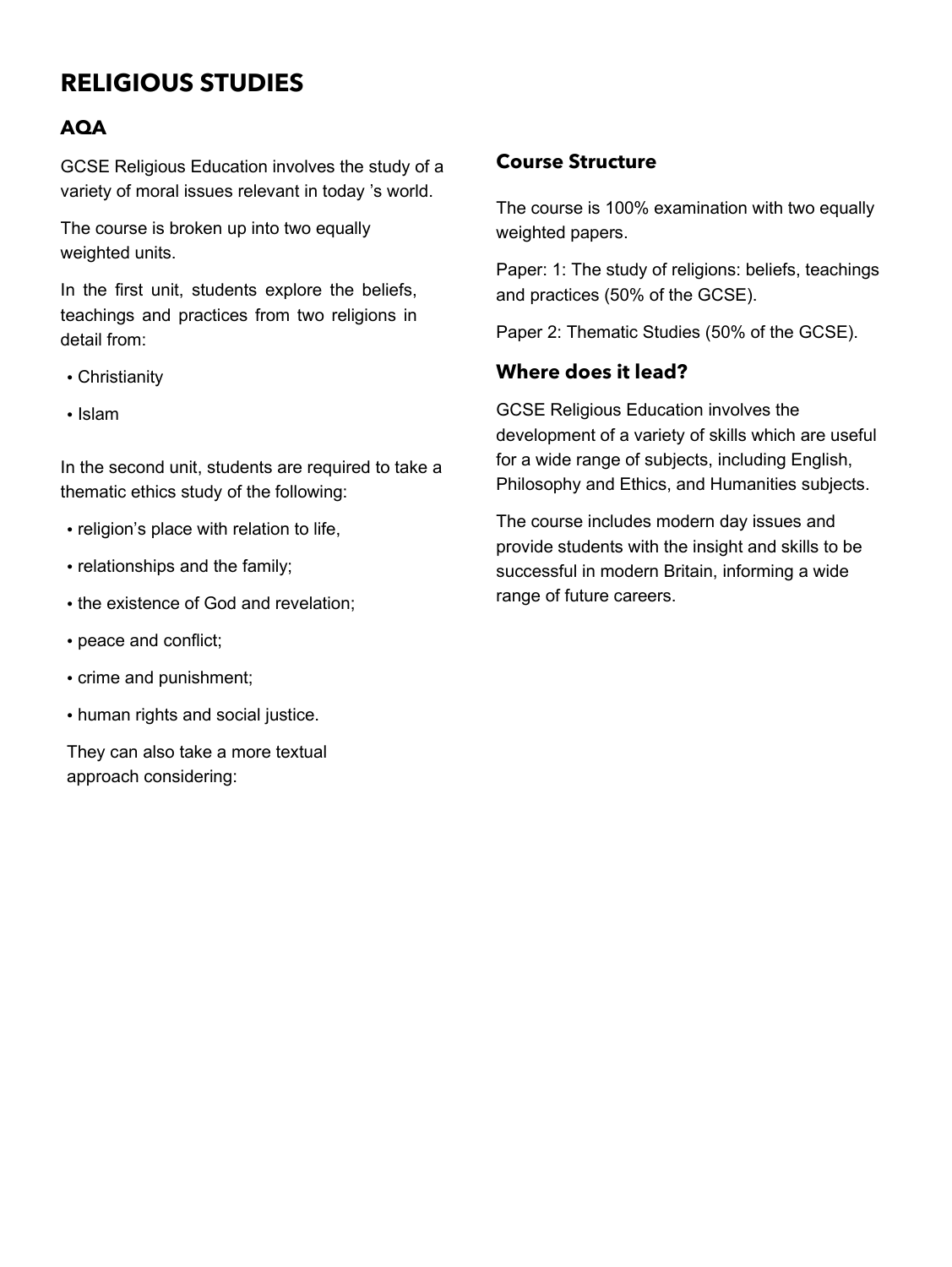# RELIGIOUS STUDIES

## AQA

GCSE Religious Education involves the study of a variety of moral issues relevant in today 's world.

The course is broken up into two equally weighted units.

In the first unit, students explore the beliefs, teachings and practices from two religions in detail from:

- Christianity
- Islam

In the second unit, students are required to take a thematic ethics study of the following:

- religion's place with relation to life,
- relationships and the family;
- the existence of God and revelation;
- peace and conflict;
- crime and punishment;
- human rights and social justice.

They can also take a more textual approach considering:

### Course Structure

The course is 100% examination with two equally weighted papers.

Paper: 1: The study of religions: beliefs, teachings and practices (50% of the GCSE).

Paper 2: Thematic Studies (50% of the GCSE).

### Where does it lead?

GCSE Religious Education involves the development of a variety of skills which are useful for a wide range of subjects, including English, Philosophy and Ethics, and Humanities subjects.

The course includes modern day issues and provide students with the insight and skills to be successful in modern Britain, informing a wide range of future careers.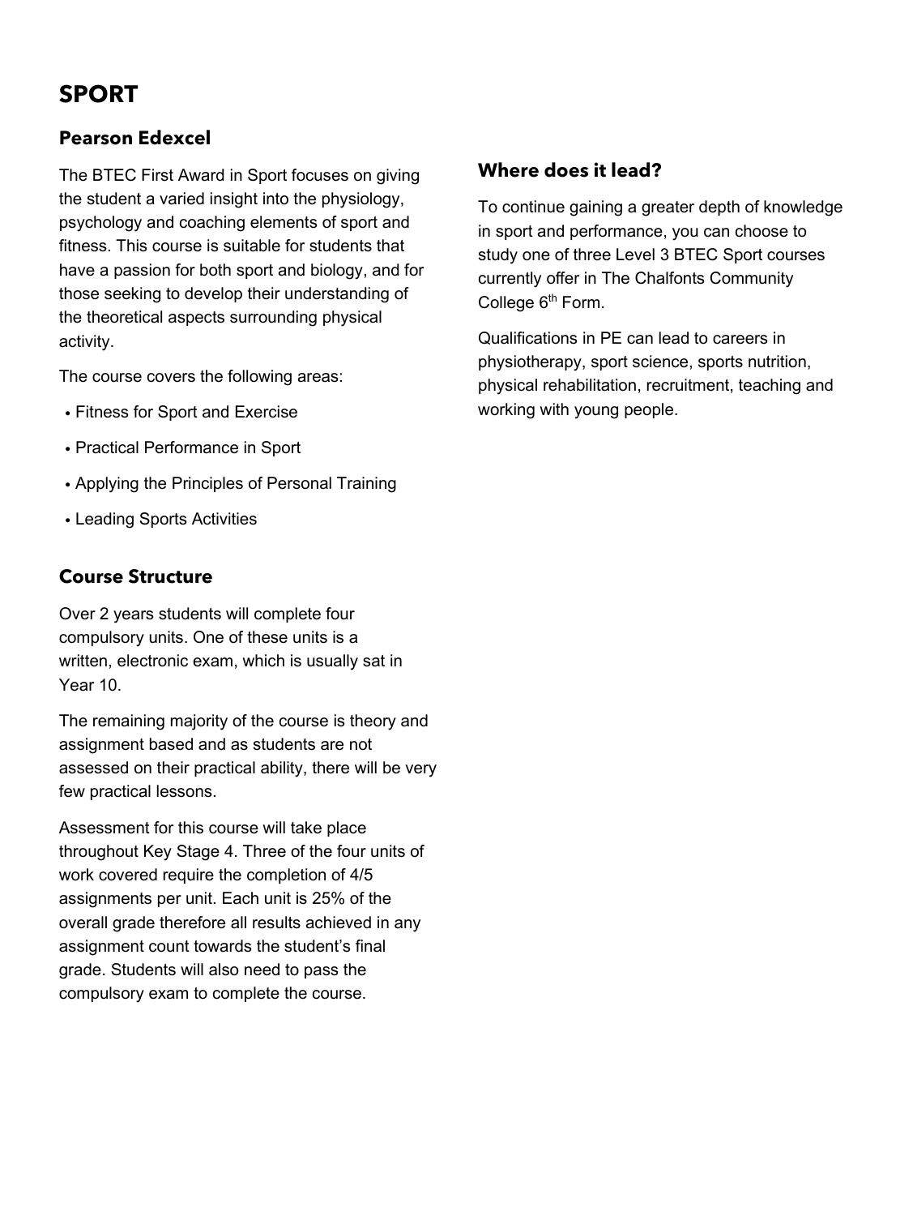# SPORT

## Pearson Edexcel

The BTEC First Award in Sport focuses on giving the student a varied insight into the physiology, psychology and coaching elements of sport and fitness. This course is suitable for students that have a passion for both sport and biology, and for those seeking to develop their understanding of the theoretical aspects surrounding physical activity.

The course covers the following areas:

- Fitness for Sport and Exercise
- Practical Performance in Sport
- Applying the Principles of Personal Training
- Leading Sports Activities

## Course Structure

Over 2 years students will complete four compulsory units. One of these units is a written, electronic exam, which is usually sat in Year 10.

The remaining majority of the course is theory and assignment based and as students are not assessed on their practical ability, there will be very few practical lessons.

Assessment for this course will take place throughout Key Stage 4. Three of the four units of work covered require the completion of 4/5 assignments per unit. Each unit is 25% of the overall grade therefore all results achieved in any assignment count towards the student's final grade. Students will also need to pass the compulsory exam to complete the course.

## Where does it lead?

To continue gaining a greater depth of knowledge in sport and performance, you can choose to study one of three Level 3 BTEC Sport courses currently offer in The Chalfonts Community College 6th Form.

Qualifications in PE can lead to careers in physiotherapy, sport science, sports nutrition, physical rehabilitation, recruitment, teaching and working with young people.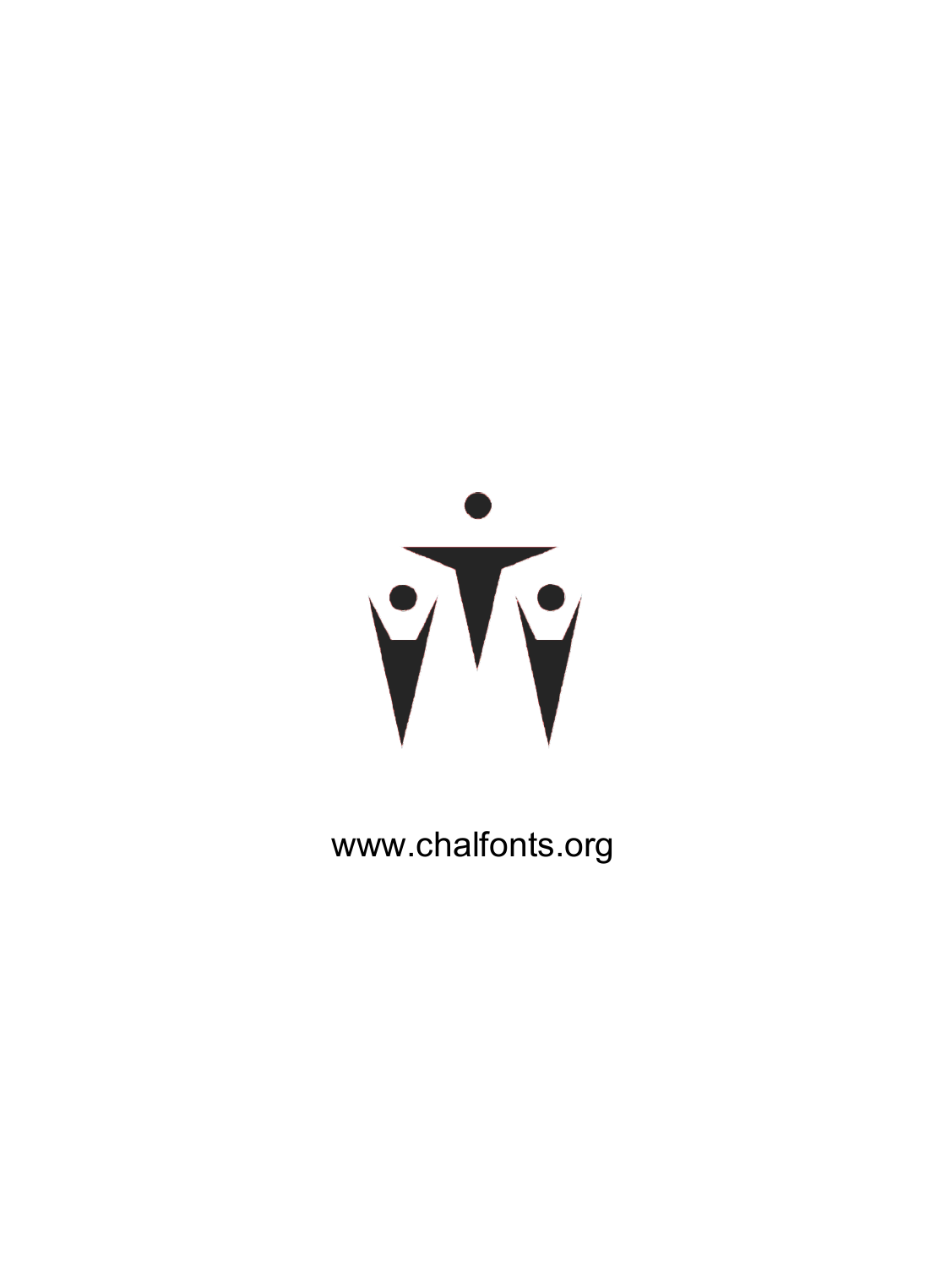www.chalfonts.org